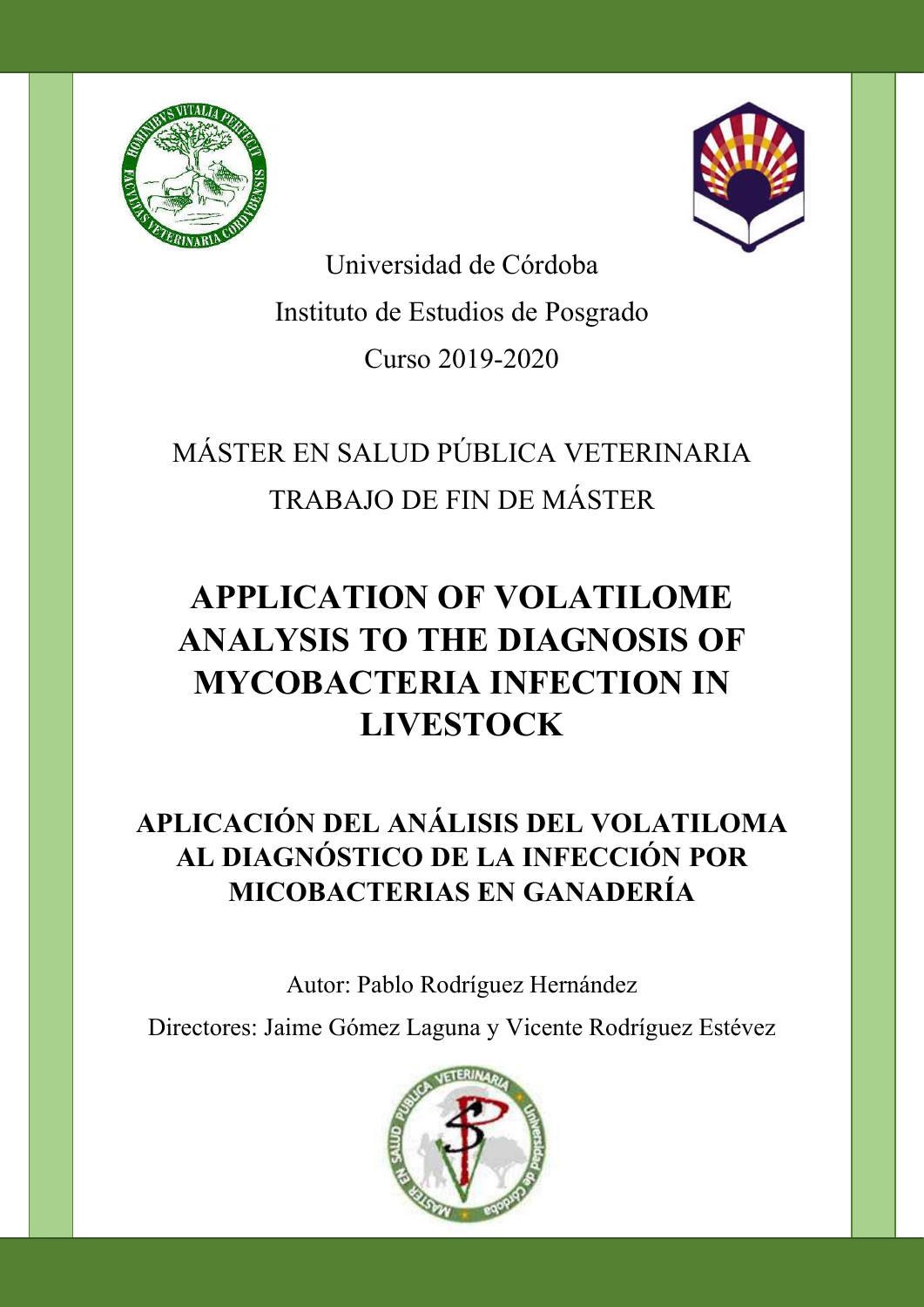Universidad de Córdoba

Instituto de Estudios de Posgrado

Curso 2019-2020

MÁSTER EN SALUD PÚBLICA VETERINARIA

TRABAJO DE FIN DE MÁSTER

# APPLICATION OF VOLATILOME ANALYSIS TO THE DIAGNOSIS OF MYCOBACTERIA INFECTION IN LIVESTOCK

## APLICACIÓN DEL ANÁLISIS DEL VOLATILOMA AL DIAGNÓSTICO DE LA INFECCIÓN POR MICOBACTERIAS EN GANADERÍA

Autor: Pablo Rodríguez Hernández

Directores: Jaime Gómez Laguna y Vicente Rodríguez Estévez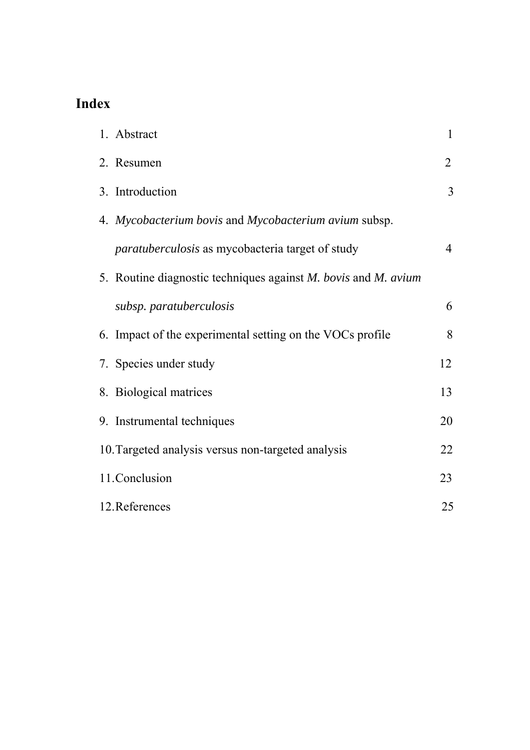# Index

1. Abstract 1
2. Resumen 2
3. Introduction 3
4. *Mycobacterium bovis* and *Mycobacterium avium* subsp. *paratuberculosis* as mycobacteria target of study 4
5. Routine diagnostic techniques against *M. bovis* and *M. avium subsp. paratuberculosis* 6
6. Impact of the experimental setting on the VOCs profile 8
7. Species under study 12
8. Biological matrices 13
9. Instrumental techniques 20
10. Targeted analysis versus non-targeted analysis 22
11. Conclusion 23
12. References 25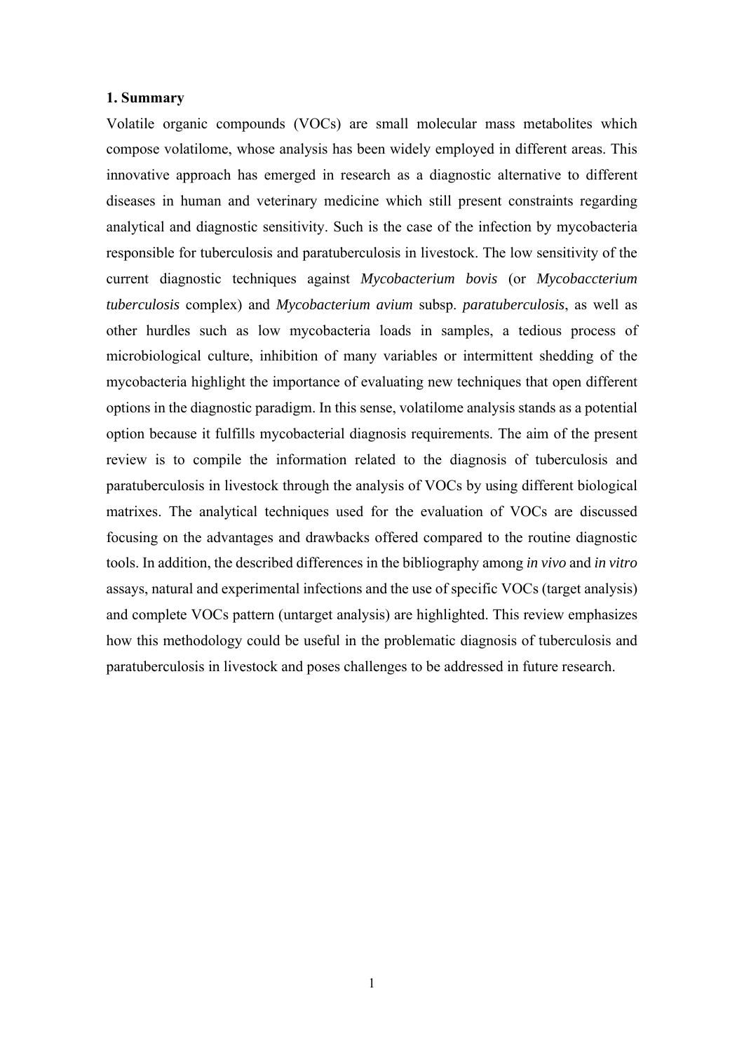## 1. Summary

Volatile organic compounds (VOCs) are small molecular mass metabolites which compose volatilome, whose analysis has been widely employed in different areas. This innovative approach has emerged in research as a diagnostic alternative to different diseases in human and veterinary medicine which still present constraints regarding analytical and diagnostic sensitivity. Such is the case of the infection by mycobacteria responsible for tuberculosis and paratuberculosis in livestock. The low sensitivity of the current diagnostic techniques against *Mycobacterium bovis* (or *Mycobaccterium tuberculosis* complex) and *Mycobacterium avium* subsp. *paratuberculosis*, as well as other hurdles such as low mycobacteria loads in samples, a tedious process of microbiological culture, inhibition of many variables or intermittent shedding of the mycobacteria highlight the importance of evaluating new techniques that open different options in the diagnostic paradigm. In this sense, volatilome analysis stands as a potential option because it fulfills mycobacterial diagnosis requirements. The aim of the present review is to compile the information related to the diagnosis of tuberculosis and paratuberculosis in livestock through the analysis of VOCs by using different biological matrixes. The analytical techniques used for the evaluation of VOCs are discussed focusing on the advantages and drawbacks offered compared to the routine diagnostic tools. In addition, the described differences in the bibliography among *in vivo* and *in vitro* assays, natural and experimental infections and the use of specific VOCs (target analysis) and complete VOCs pattern (untarget analysis) are highlighted. This review emphasizes how this methodology could be useful in the problematic diagnosis of tuberculosis and paratuberculosis in livestock and poses challenges to be addressed in future research.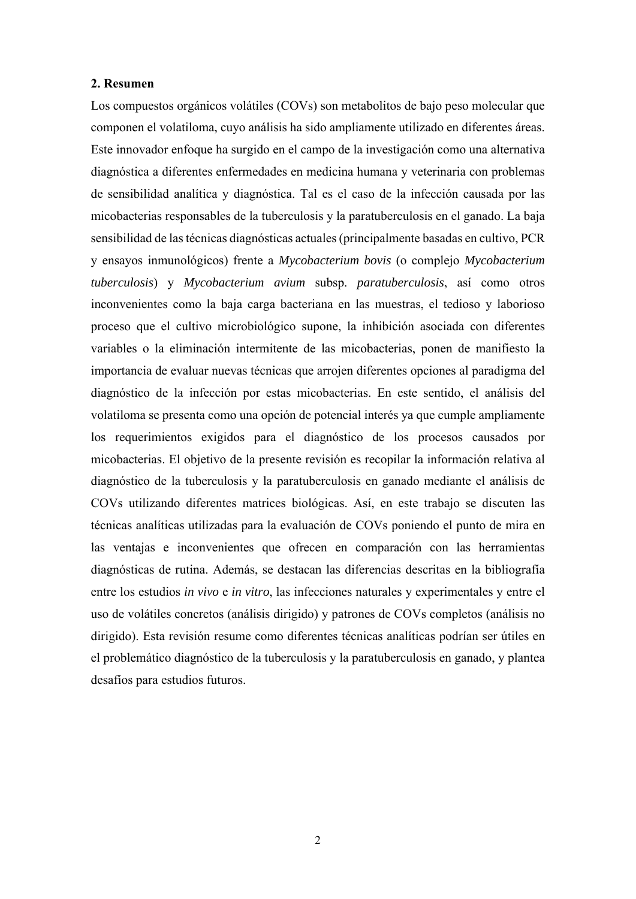## 2. Resumen

Los compuestos orgánicos volátiles (COVs) son metabolitos de bajo peso molecular que componen el volatiloma, cuyo análisis ha sido ampliamente utilizado en diferentes áreas. Este innovador enfoque ha surgido en el campo de la investigación como una alternativa diagnóstica a diferentes enfermedades en medicina humana y veterinaria con problemas de sensibilidad analítica y diagnóstica. Tal es el caso de la infección causada por las micobacterias responsables de la tuberculosis y la paratuberculosis en el ganado. La baja sensibilidad de las técnicas diagnósticas actuales (principalmente basadas en cultivo, PCR y ensayos inmunológicos) frente a *Mycobacterium bovis* (o complejo *Mycobacterium tuberculosis*) y *Mycobacterium avium* subsp. *paratuberculosis*, así como otros inconvenientes como la baja carga bacteriana en las muestras, el tedioso y laborioso proceso que el cultivo microbiológico supone, la inhibición asociada con diferentes variables o la eliminación intermitente de las micobacterias, ponen de manifiesto la importancia de evaluar nuevas técnicas que arrojen diferentes opciones al paradigma del diagnóstico de la infección por estas micobacterias. En este sentido, el análisis del volatiloma se presenta como una opción de potencial interés ya que cumple ampliamente los requerimientos exigidos para el diagnóstico de los procesos causados por micobacterias. El objetivo de la presente revisión es recopilar la información relativa al diagnóstico de la tuberculosis y la paratuberculosis en ganado mediante el análisis de COVs utilizando diferentes matrices biológicas. Así, en este trabajo se discuten las técnicas analíticas utilizadas para la evaluación de COVs poniendo el punto de mira en las ventajas e inconvenientes que ofrecen en comparación con las herramientas diagnósticas de rutina. Además, se destacan las diferencias descritas en la bibliografía entre los estudios *in vivo* e *in vitro*, las infecciones naturales y experimentales y entre el uso de volátiles concretos (análisis dirigido) y patrones de COVs completos (análisis no dirigido). Esta revisión resume como diferentes técnicas analíticas podrían ser útiles en el problemático diagnóstico de la tuberculosis y la paratuberculosis en ganado, y plantea desafíos para estudios futuros.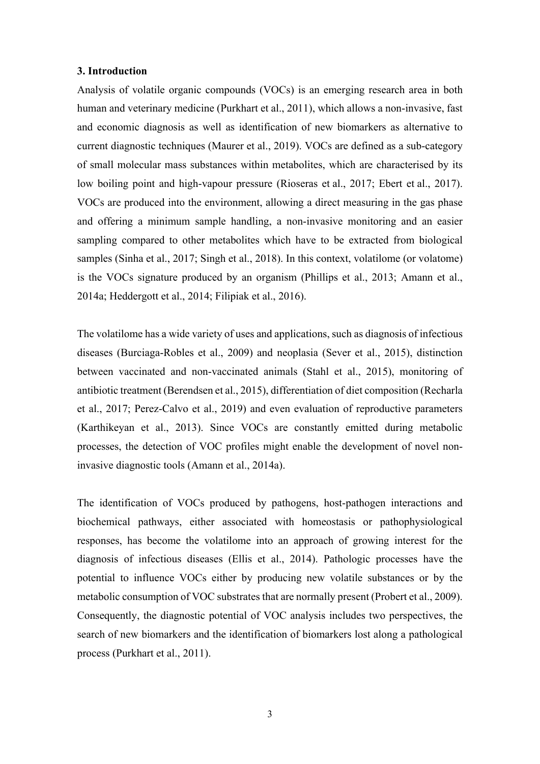### 3. Introduction

Analysis of volatile organic compounds (VOCs) is an emerging research area in both human and veterinary medicine (Purkhart et al., 2011), which allows a non-invasive, fast and economic diagnosis as well as identification of new biomarkers as alternative to current diagnostic techniques (Maurer et al., 2019). VOCs are defined as a sub-category of small molecular mass substances within metabolites, which are characterised by its low boiling point and high-vapour pressure (Rioseras et al., 2017; Ebert et al., 2017). VOCs are produced into the environment, allowing a direct measuring in the gas phase and offering a minimum sample handling, a non-invasive monitoring and an easier sampling compared to other metabolites which have to be extracted from biological samples (Sinha et al., 2017; Singh et al., 2018). In this context, volatilome (or volatome) is the VOCs signature produced by an organism (Phillips et al., 2013; Amann et al., 2014a; Heddergott et al., 2014; Filipiak et al., 2016).

The volatilome has a wide variety of uses and applications, such as diagnosis of infectious diseases (Burciaga-Robles et al., 2009) and neoplasia (Sever et al., 2015), distinction between vaccinated and non-vaccinated animals (Stahl et al., 2015), monitoring of antibiotic treatment (Berendsen et al., 2015), differentiation of diet composition (Recharla et al., 2017; Perez-Calvo et al., 2019) and even evaluation of reproductive parameters (Karthikeyan et al., 2013). Since VOCs are constantly emitted during metabolic processes, the detection of VOC profiles might enable the development of novel non-invasive diagnostic tools (Amann et al., 2014a).

The identification of VOCs produced by pathogens, host-pathogen interactions and biochemical pathways, either associated with homeostasis or pathophysiological responses, has become the volatilome into an approach of growing interest for the diagnosis of infectious diseases (Ellis et al., 2014). Pathologic processes have the potential to influence VOCs either by producing new volatile substances or by the metabolic consumption of VOC substrates that are normally present (Probert et al., 2009). Consequently, the diagnostic potential of VOC analysis includes two perspectives, the search of new biomarkers and the identification of biomarkers lost along a pathological process (Purkhart et al., 2011).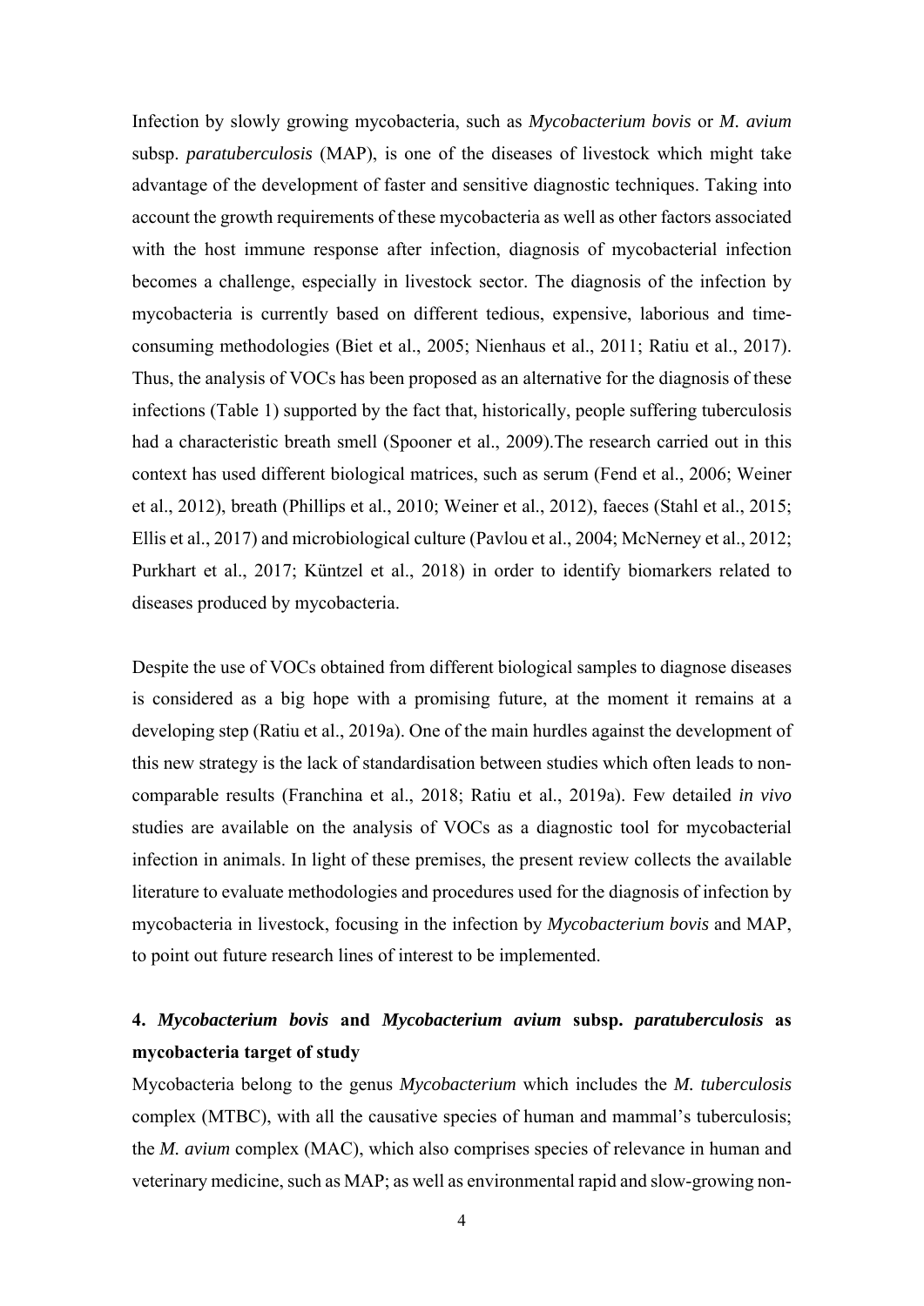Infection by slowly growing mycobacteria, such as *Mycobacterium bovis* or *M. avium* subsp. *paratuberculosis* (MAP), is one of the diseases of livestock which might take advantage of the development of faster and sensitive diagnostic techniques. Taking into account the growth requirements of these mycobacteria as well as other factors associated with the host immune response after infection, diagnosis of mycobacterial infection becomes a challenge, especially in livestock sector. The diagnosis of the infection by mycobacteria is currently based on different tedious, expensive, laborious and time-consuming methodologies (Biet et al., 2005; Nienhaus et al., 2011; Ratiu et al., 2017). Thus, the analysis of VOCs has been proposed as an alternative for the diagnosis of these infections (Table 1) supported by the fact that, historically, people suffering tuberculosis had a characteristic breath smell (Spooner et al., 2009).The research carried out in this context has used different biological matrices, such as serum (Fend et al., 2006; Weiner et al., 2012), breath (Phillips et al., 2010; Weiner et al., 2012), faeces (Stahl et al., 2015; Ellis et al., 2017) and microbiological culture (Pavlou et al., 2004; McNerney et al., 2012; Purkhart et al., 2017; Küntzel et al., 2018) in order to identify biomarkers related to diseases produced by mycobacteria.

Despite the use of VOCs obtained from different biological samples to diagnose diseases is considered as a big hope with a promising future, at the moment it remains at a developing step (Ratiu et al., 2019a). One of the main hurdles against the development of this new strategy is the lack of standardisation between studies which often leads to non-comparable results (Franchina et al., 2018; Ratiu et al., 2019a). Few detailed *in vivo* studies are available on the analysis of VOCs as a diagnostic tool for mycobacterial infection in animals. In light of these premises, the present review collects the available literature to evaluate methodologies and procedures used for the diagnosis of infection by mycobacteria in livestock, focusing in the infection by *Mycobacterium bovis* and MAP, to point out future research lines of interest to be implemented.

## 4. *Mycobacterium bovis* and *Mycobacterium avium* subsp. *paratuberculosis* as mycobacteria target of study

Mycobacteria belong to the genus *Mycobacterium* which includes the *M. tuberculosis* complex (MTBC), with all the causative species of human and mammal's tuberculosis; the *M. avium* complex (MAC), which also comprises species of relevance in human and veterinary medicine, such as MAP; as well as environmental rapid and slow-growing non-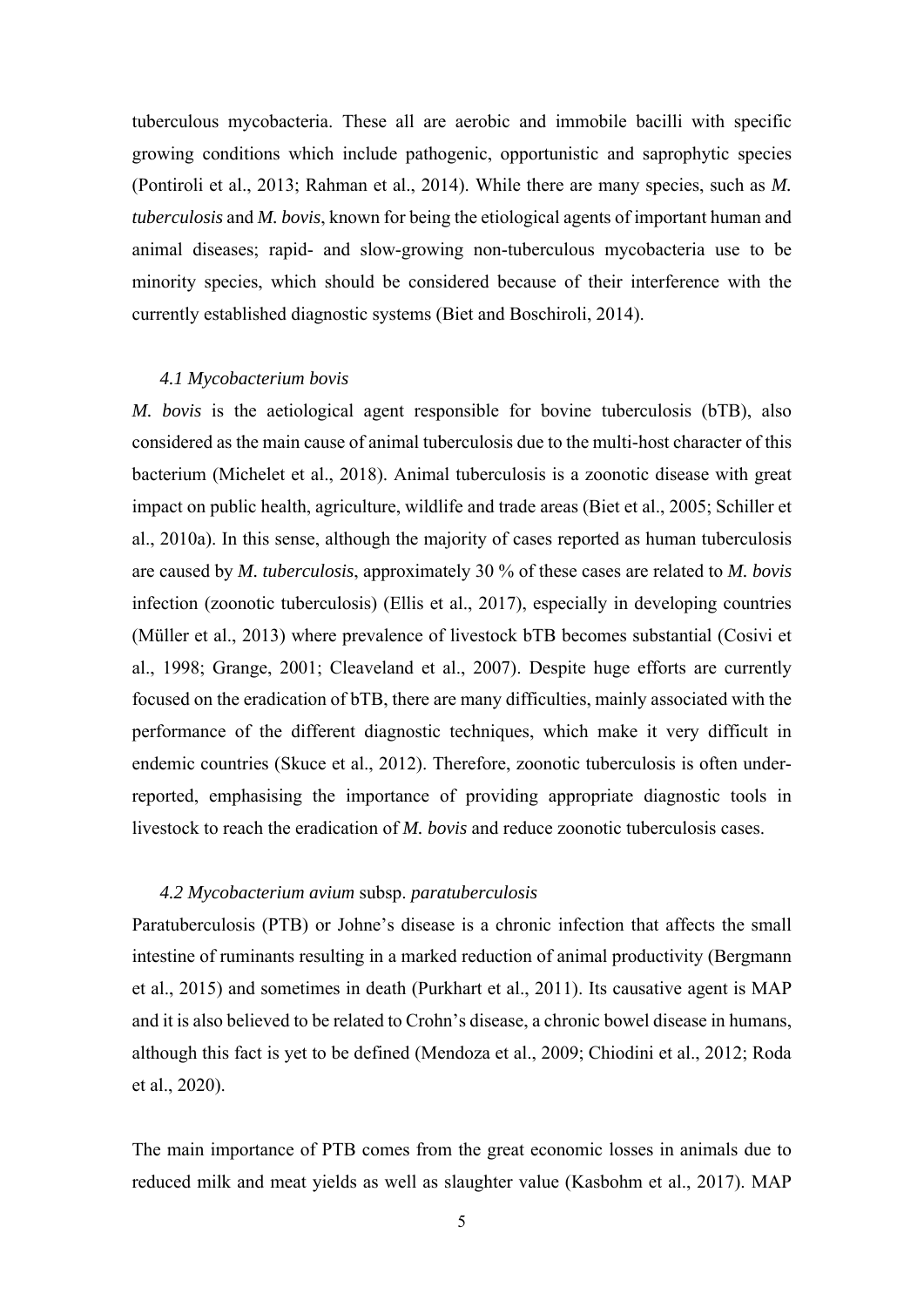tuberculous mycobacteria. These all are aerobic and immobile bacilli with specific growing conditions which include pathogenic, opportunistic and saprophytic species (Pontiroli et al., 2013; Rahman et al., 2014). While there are many species, such as *M. tuberculosis* and *M. bovis*, known for being the etiological agents of important human and animal diseases; rapid- and slow-growing non-tuberculous mycobacteria use to be minority species, which should be considered because of their interference with the currently established diagnostic systems (Biet and Boschiroli, 2014).

### *4.1 Mycobacterium bovis*

*M. bovis* is the aetiological agent responsible for bovine tuberculosis (bTB), also considered as the main cause of animal tuberculosis due to the multi-host character of this bacterium (Michelet et al., 2018). Animal tuberculosis is a zoonotic disease with great impact on public health, agriculture, wildlife and trade areas (Biet et al., 2005; Schiller et al., 2010a). In this sense, although the majority of cases reported as human tuberculosis are caused by *M. tuberculosis*, approximately 30 % of these cases are related to *M. bovis* infection (zoonotic tuberculosis) (Ellis et al., 2017), especially in developing countries (Müller et al., 2013) where prevalence of livestock bTB becomes substantial (Cosivi et al., 1998; Grange, 2001; Cleaveland et al., 2007). Despite huge efforts are currently focused on the eradication of bTB, there are many difficulties, mainly associated with the performance of the different diagnostic techniques, which make it very difficult in endemic countries (Skuce et al., 2012). Therefore, zoonotic tuberculosis is often under-reported, emphasising the importance of providing appropriate diagnostic tools in livestock to reach the eradication of *M. bovis* and reduce zoonotic tuberculosis cases.

### *4.2 Mycobacterium avium* subsp. *paratuberculosis*

Paratuberculosis (PTB) or Johne's disease is a chronic infection that affects the small intestine of ruminants resulting in a marked reduction of animal productivity (Bergmann et al., 2015) and sometimes in death (Purkhart et al., 2011). Its causative agent is MAP and it is also believed to be related to Crohn's disease, a chronic bowel disease in humans, although this fact is yet to be defined (Mendoza et al., 2009; Chiodini et al., 2012; Roda et al., 2020).

The main importance of PTB comes from the great economic losses in animals due to reduced milk and meat yields as well as slaughter value (Kasbohm et al., 2017). MAP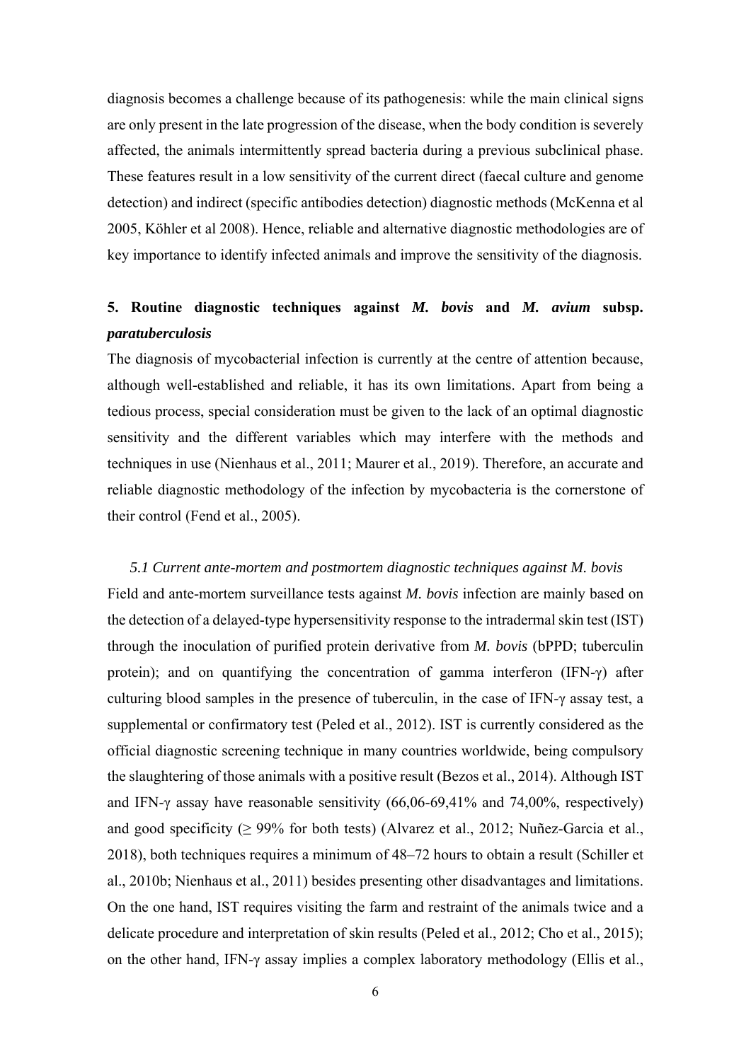diagnosis becomes a challenge because of its pathogenesis: while the main clinical signs are only present in the late progression of the disease, when the body condition is severely affected, the animals intermittently spread bacteria during a previous subclinical phase. These features result in a low sensitivity of the current direct (faecal culture and genome detection) and indirect (specific antibodies detection) diagnostic methods (McKenna et al 2005, Köhler et al 2008). Hence, reliable and alternative diagnostic methodologies are of key importance to identify infected animals and improve the sensitivity of the diagnosis.

## 5. Routine diagnostic techniques against *M. bovis* and *M. avium* subsp. *paratuberculosis*

The diagnosis of mycobacterial infection is currently at the centre of attention because, although well-established and reliable, it has its own limitations. Apart from being a tedious process, special consideration must be given to the lack of an optimal diagnostic sensitivity and the different variables which may interfere with the methods and techniques in use (Nienhaus et al., 2011; Maurer et al., 2019). Therefore, an accurate and reliable diagnostic methodology of the infection by mycobacteria is the cornerstone of their control (Fend et al., 2005).

### *5.1 Current ante-mortem and postmortem diagnostic techniques against M. bovis*

Field and ante-mortem surveillance tests against *M. bovis* infection are mainly based on the detection of a delayed-type hypersensitivity response to the intradermal skin test (IST) through the inoculation of purified protein derivative from *M. bovis* (bPPD; tuberculin protein); and on quantifying the concentration of gamma interferon (IFN-γ) after culturing blood samples in the presence of tuberculin, in the case of IFN-γ assay test, a supplemental or confirmatory test (Peled et al., 2012). IST is currently considered as the official diagnostic screening technique in many countries worldwide, being compulsory the slaughtering of those animals with a positive result (Bezos et al., 2014). Although IST and IFN-γ assay have reasonable sensitivity (66,06-69,41% and 74,00%, respectively) and good specificity ($\geq$ 99% for both tests) (Alvarez et al., 2012; Nuñez-Garcia et al., 2018), both techniques requires a minimum of 48–72 hours to obtain a result (Schiller et al., 2010b; Nienhaus et al., 2011) besides presenting other disadvantages and limitations. On the one hand, IST requires visiting the farm and restraint of the animals twice and a delicate procedure and interpretation of skin results (Peled et al., 2012; Cho et al., 2015); on the other hand, IFN-γ assay implies a complex laboratory methodology (Ellis et al.,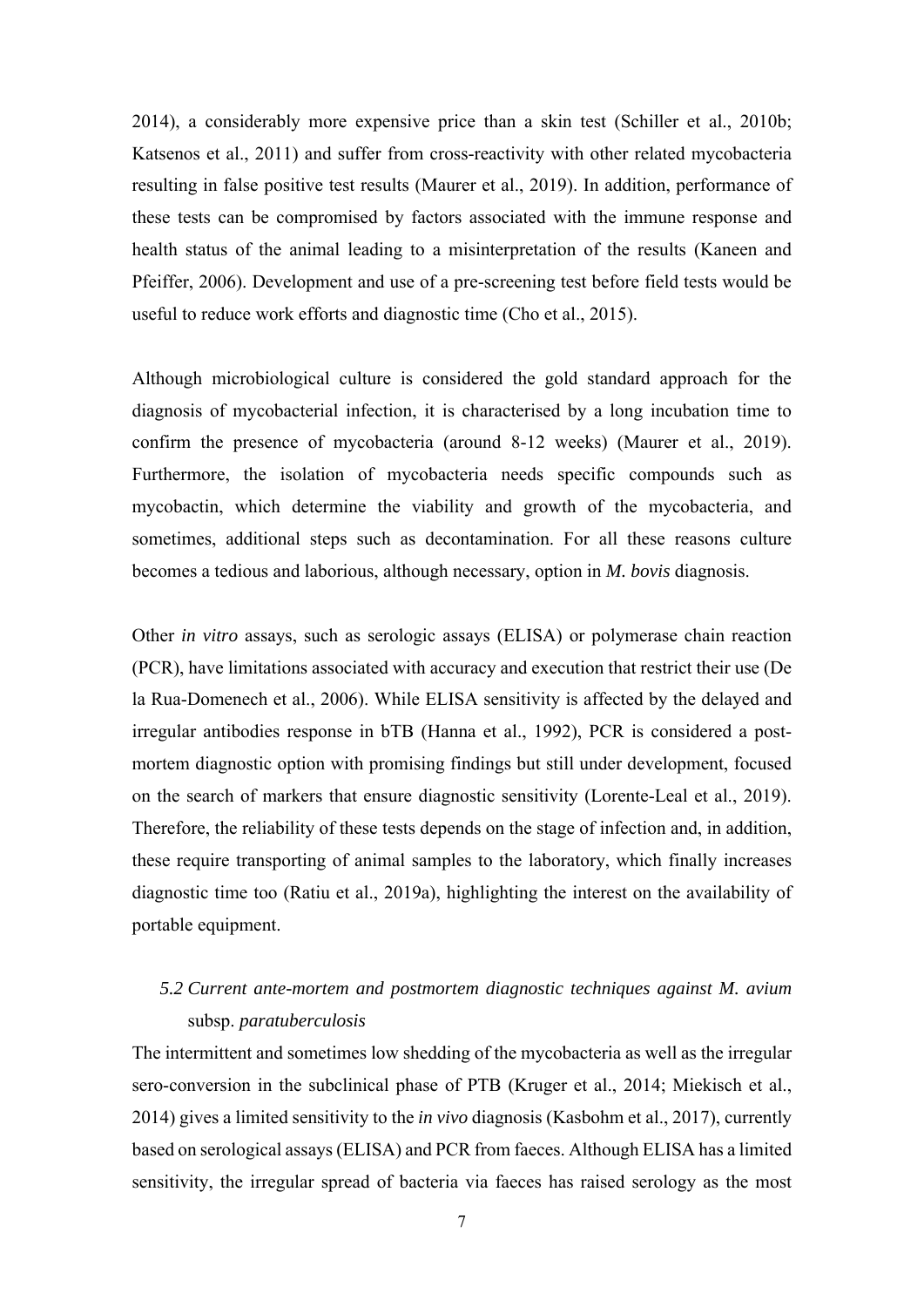2014), a considerably more expensive price than a skin test (Schiller et al., 2010b; Katsenos et al., 2011) and suffer from cross-reactivity with other related mycobacteria resulting in false positive test results (Maurer et al., 2019). In addition, performance of these tests can be compromised by factors associated with the immune response and health status of the animal leading to a misinterpretation of the results (Kaneen and Pfeiffer, 2006). Development and use of a pre-screening test before field tests would be useful to reduce work efforts and diagnostic time (Cho et al., 2015).

Although microbiological culture is considered the gold standard approach for the diagnosis of mycobacterial infection, it is characterised by a long incubation time to confirm the presence of mycobacteria (around 8-12 weeks) (Maurer et al., 2019). Furthermore, the isolation of mycobacteria needs specific compounds such as mycobactin, which determine the viability and growth of the mycobacteria, and sometimes, additional steps such as decontamination. For all these reasons culture becomes a tedious and laborious, although necessary, option in *M. bovis* diagnosis.

Other *in vitro* assays, such as serologic assays (ELISA) or polymerase chain reaction (PCR), have limitations associated with accuracy and execution that restrict their use (De la Rua-Domenech et al., 2006). While ELISA sensitivity is affected by the delayed and irregular antibodies response in bTB (Hanna et al., 1992), PCR is considered a post-mortem diagnostic option with promising findings but still under development, focused on the search of markers that ensure diagnostic sensitivity (Lorente-Leal et al., 2019). Therefore, the reliability of these tests depends on the stage of infection and, in addition, these require transporting of animal samples to the laboratory, which finally increases diagnostic time too (Ratiu et al., 2019a), highlighting the interest on the availability of portable equipment.

### *5.2 Current ante-mortem and postmortem diagnostic techniques against M. avium* subsp. *paratuberculosis*

The intermittent and sometimes low shedding of the mycobacteria as well as the irregular sero-conversion in the subclinical phase of PTB (Kruger et al., 2014; Miekisch et al., 2014) gives a limited sensitivity to the *in vivo* diagnosis (Kasbohm et al., 2017), currently based on serological assays (ELISA) and PCR from faeces. Although ELISA has a limited sensitivity, the irregular spread of bacteria via faeces has raised serology as the most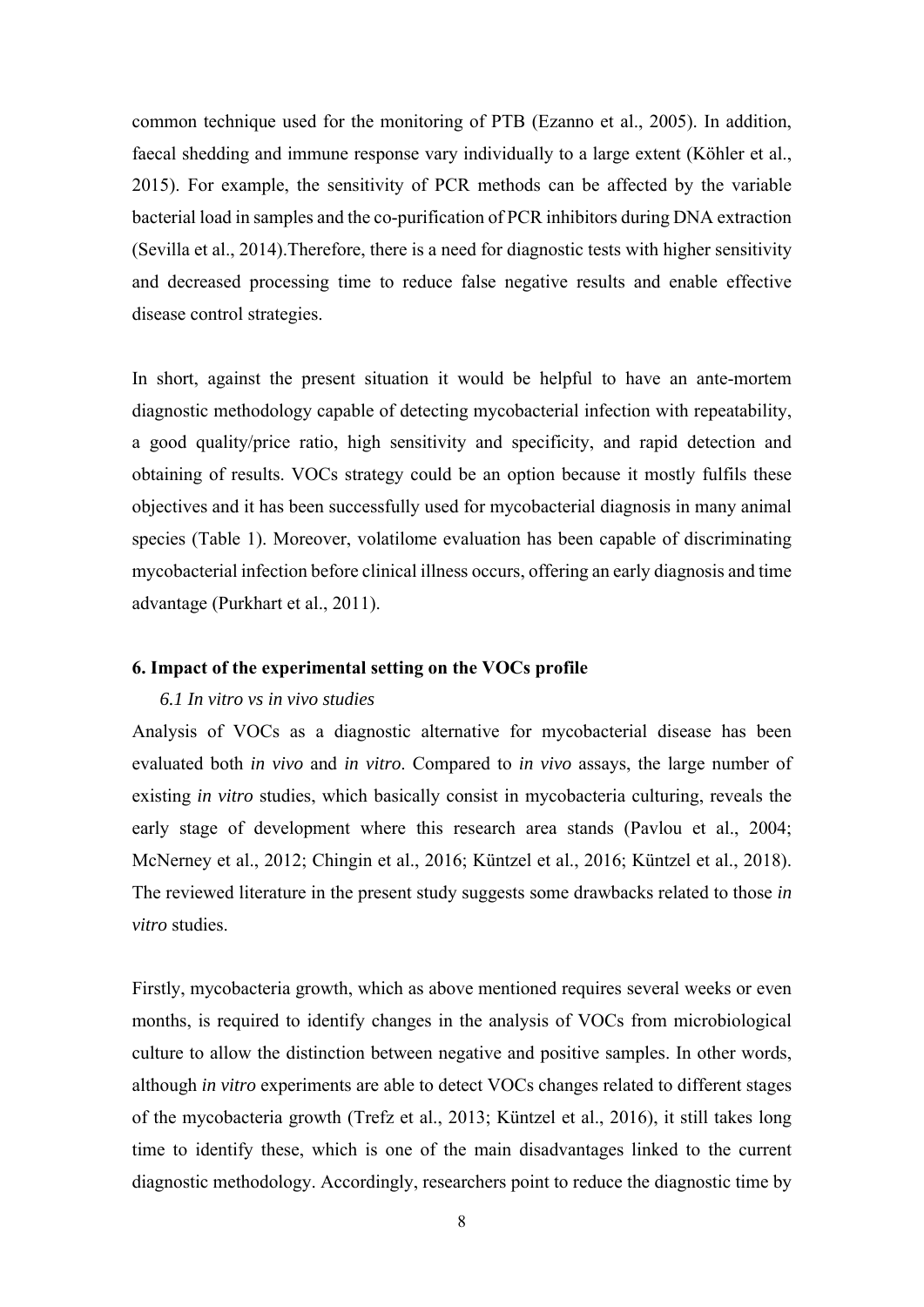common technique used for the monitoring of PTB (Ezanno et al., 2005). In addition, faecal shedding and immune response vary individually to a large extent (Köhler et al., 2015). For example, the sensitivity of PCR methods can be affected by the variable bacterial load in samples and the co-purification of PCR inhibitors during DNA extraction (Sevilla et al., 2014).Therefore, there is a need for diagnostic tests with higher sensitivity and decreased processing time to reduce false negative results and enable effective disease control strategies.

In short, against the present situation it would be helpful to have an ante-mortem diagnostic methodology capable of detecting mycobacterial infection with repeatability, a good quality/price ratio, high sensitivity and specificity, and rapid detection and obtaining of results. VOCs strategy could be an option because it mostly fulfils these objectives and it has been successfully used for mycobacterial diagnosis in many animal species (Table 1). Moreover, volatilome evaluation has been capable of discriminating mycobacterial infection before clinical illness occurs, offering an early diagnosis and time advantage (Purkhart et al., 2011).

## 6. Impact of the experimental setting on the VOCs profile

### *6.1 In vitro vs in vivo studies*

Analysis of VOCs as a diagnostic alternative for mycobacterial disease has been evaluated both *in vivo* and *in vitro*. Compared to *in vivo* assays, the large number of existing *in vitro* studies, which basically consist in mycobacteria culturing, reveals the early stage of development where this research area stands (Pavlou et al., 2004; McNerney et al., 2012; Chingin et al., 2016; Küntzel et al., 2016; Küntzel et al., 2018). The reviewed literature in the present study suggests some drawbacks related to those *in vitro* studies.

Firstly, mycobacteria growth, which as above mentioned requires several weeks or even months, is required to identify changes in the analysis of VOCs from microbiological culture to allow the distinction between negative and positive samples. In other words, although *in vitro* experiments are able to detect VOCs changes related to different stages of the mycobacteria growth (Trefz et al., 2013; Küntzel et al., 2016), it still takes long time to identify these, which is one of the main disadvantages linked to the current diagnostic methodology. Accordingly, researchers point to reduce the diagnostic time by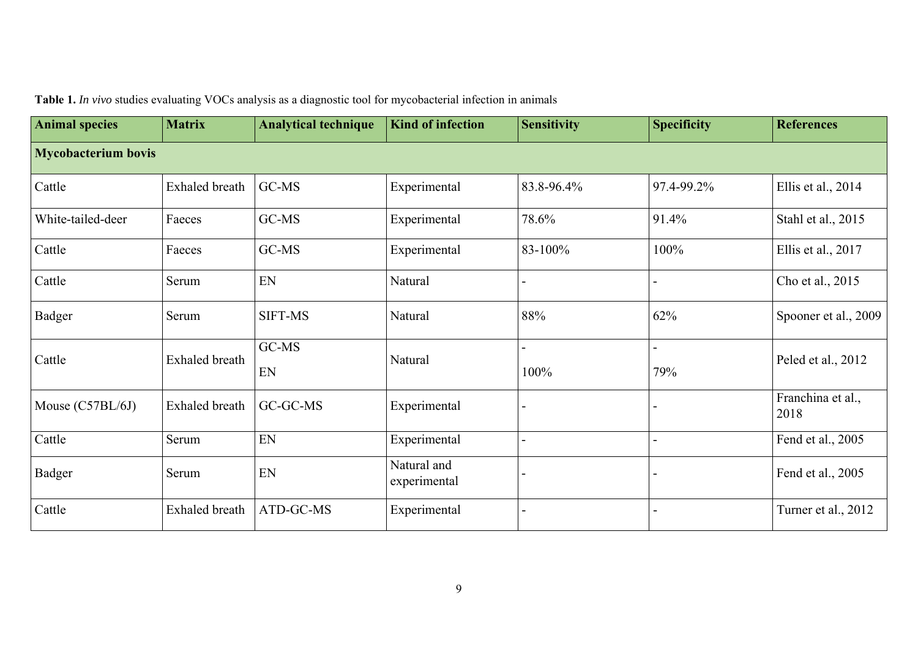**Table 1.** *In vivo* studies evaluating VOCs analysis as a diagnostic tool for mycobacterial infection in animals

| Animal species | Matrix | Analytical technique | Kind of infection | Sensitivity | Specificity | References |
|---|---|---|---|---|---|---|
| **Mycobacterium bovis** | | | | | | |
| Cattle | Exhaled breath | GC-MS | Experimental | 83.8-96.4% | 97.4-99.2% | Ellis et al., 2014 |
| White-tailed-deer | Faeces | GC-MS | Experimental | 78.6% | 91.4% | Stahl et al., 2015 |
| Cattle | Faeces | GC-MS | Experimental | 83-100% | 100% | Ellis et al., 2017 |
| Cattle | Serum | EN | Natural | - | - | Cho et al., 2015 |
| Badger | Serum | SIFT-MS | Natural | 88% | 62% | Spooner et al., 2009 |
| Cattle | Exhaled breath | GC-MS<br>EN | Natural | -<br>100% | -<br>79% | Peled et al., 2012 |
| Mouse (C57BL/6J) | Exhaled breath | GC-GC-MS | Experimental | - | - | Franchina et al., 2018 |
| Cattle | Serum | EN | Experimental | - | - | Fend et al., 2005 |
| Badger | Serum | EN | Natural and experimental | - | - | Fend et al., 2005 |
| Cattle | Exhaled breath | ATD-GC-MS | Experimental | - | - | Turner et al., 2012 |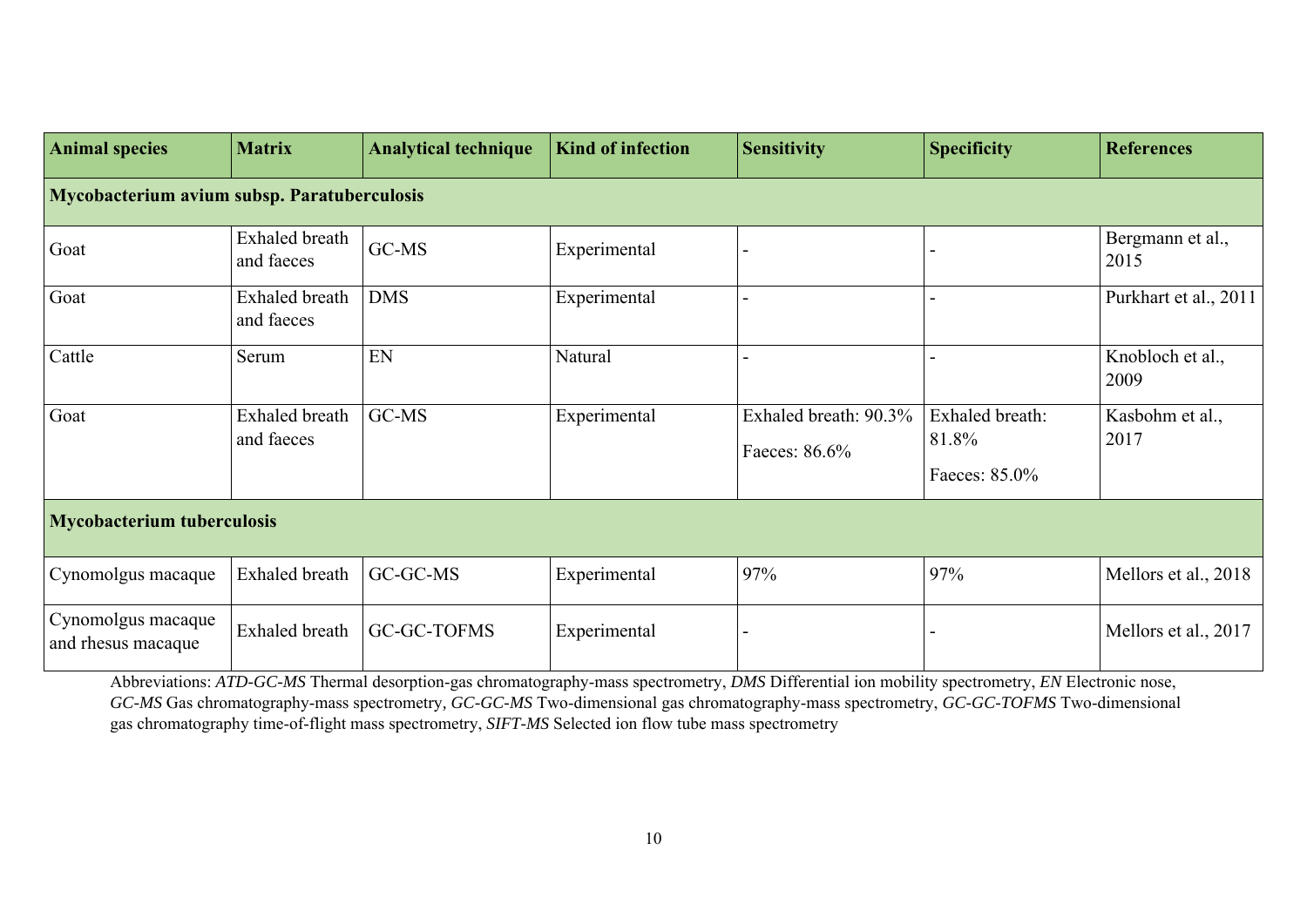| **Animal species** | **Matrix** | **Analytical technique** | **Kind of infection** | **Sensitivity** | **Specificity** | **References** |
|---|---|---|---|---|---|---|
| **Mycobacterium avium subsp. Paratuberculosis** | | | | | | |
| Goat | Exhaled breath and faeces | GC-MS | Experimental | - | - | Bergmann et al., 2015 |
| Goat | Exhaled breath and faeces | DMS | Experimental | - | - | Purkhart et al., 2011 |
| Cattle | Serum | EN | Natural | - | - | Knobloch et al., 2009 |
| Goat | Exhaled breath and faeces | GC-MS | Experimental | Exhaled breath: 90.3% Faeces: 86.6% | Exhaled breath: 81.8% Faeces: 85.0% | Kasbohm et al., 2017 |
| **Mycobacterium tuberculosis** | | | | | | |
| Cynomolgus macaque | Exhaled breath | GC-GC-MS | Experimental | 97% | 97% | Mellors et al., 2018 |
| Cynomolgus macaque and rhesus macaque | Exhaled breath | GC-GC-TOFMS | Experimental | - | - | Mellors et al., 2017 |

Abbreviations: *ATD-GC-MS* Thermal desorption-gas chromatography-mass spectrometry, *DMS* Differential ion mobility spectrometry, *EN* Electronic nose, *GC-MS* Gas chromatography-mass spectrometry, *GC-GC-MS* Two-dimensional gas chromatography-mass spectrometry, *GC-GC-TOFMS* Two-dimensional gas chromatography time-of-flight mass spectrometry, *SIFT-MS* Selected ion flow tube mass spectrometry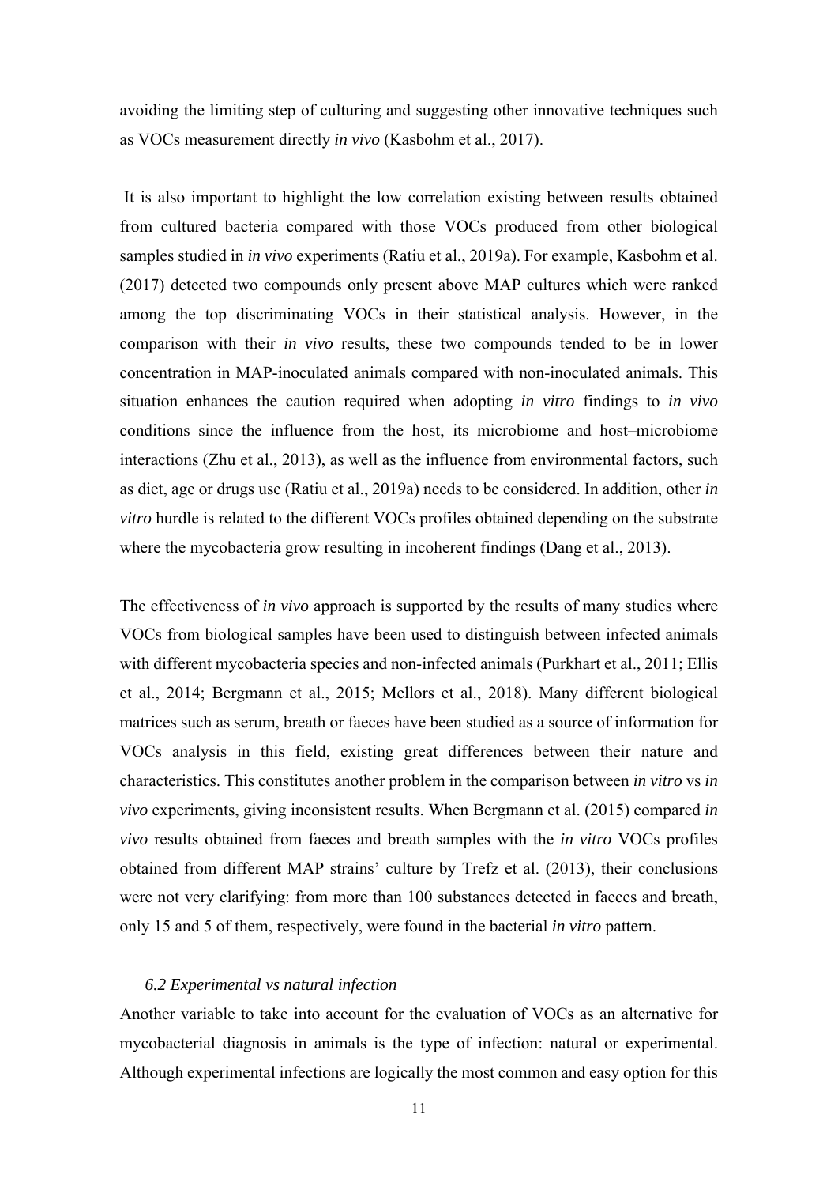avoiding the limiting step of culturing and suggesting other innovative techniques such as VOCs measurement directly *in vivo* (Kasbohm et al., 2017).

It is also important to highlight the low correlation existing between results obtained from cultured bacteria compared with those VOCs produced from other biological samples studied in *in vivo* experiments (Ratiu et al., 2019a). For example, Kasbohm et al. (2017) detected two compounds only present above MAP cultures which were ranked among the top discriminating VOCs in their statistical analysis. However, in the comparison with their *in vivo* results, these two compounds tended to be in lower concentration in MAP-inoculated animals compared with non-inoculated animals. This situation enhances the caution required when adopting *in vitro* findings to *in vivo* conditions since the influence from the host, its microbiome and host–microbiome interactions (Zhu et al., 2013), as well as the influence from environmental factors, such as diet, age or drugs use (Ratiu et al., 2019a) needs to be considered. In addition, other *in vitro* hurdle is related to the different VOCs profiles obtained depending on the substrate where the mycobacteria grow resulting in incoherent findings (Dang et al., 2013).

The effectiveness of *in vivo* approach is supported by the results of many studies where VOCs from biological samples have been used to distinguish between infected animals with different mycobacteria species and non-infected animals (Purkhart et al., 2011; Ellis et al., 2014; Bergmann et al., 2015; Mellors et al., 2018). Many different biological matrices such as serum, breath or faeces have been studied as a source of information for VOCs analysis in this field, existing great differences between their nature and characteristics. This constitutes another problem in the comparison between *in vitro* vs *in vivo* experiments, giving inconsistent results. When Bergmann et al. (2015) compared *in vivo* results obtained from faeces and breath samples with the *in vitro* VOCs profiles obtained from different MAP strains' culture by Trefz et al. (2013), their conclusions were not very clarifying: from more than 100 substances detected in faeces and breath, only 15 and 5 of them, respectively, were found in the bacterial *in vitro* pattern.

### *6.2 Experimental vs natural infection*

Another variable to take into account for the evaluation of VOCs as an alternative for mycobacterial diagnosis in animals is the type of infection: natural or experimental. Although experimental infections are logically the most common and easy option for this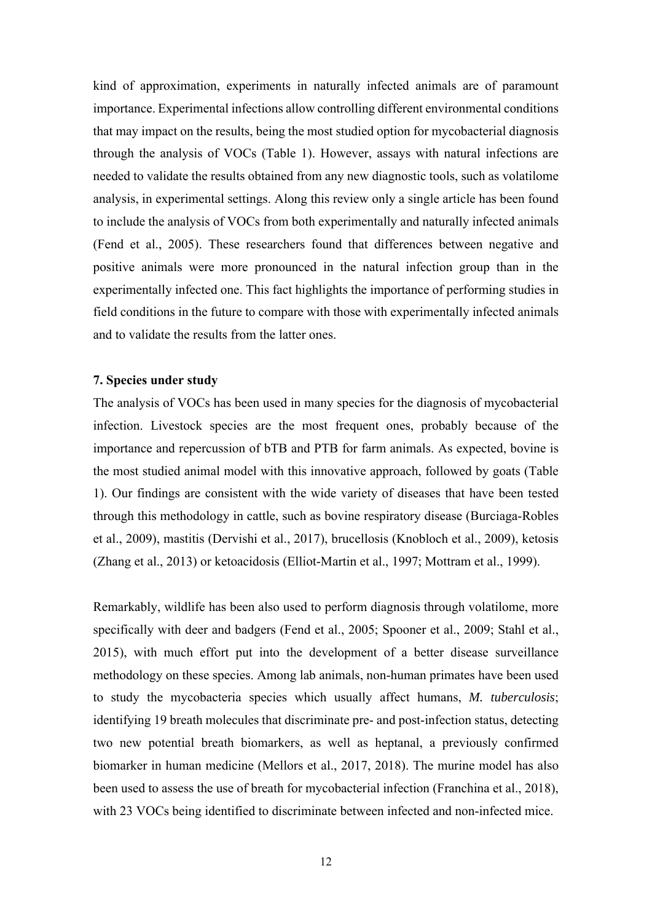kind of approximation, experiments in naturally infected animals are of paramount importance. Experimental infections allow controlling different environmental conditions that may impact on the results, being the most studied option for mycobacterial diagnosis through the analysis of VOCs (Table 1). However, assays with natural infections are needed to validate the results obtained from any new diagnostic tools, such as volatilome analysis, in experimental settings. Along this review only a single article has been found to include the analysis of VOCs from both experimentally and naturally infected animals (Fend et al., 2005). These researchers found that differences between negative and positive animals were more pronounced in the natural infection group than in the experimentally infected one. This fact highlights the importance of performing studies in field conditions in the future to compare with those with experimentally infected animals and to validate the results from the latter ones.

## 7. Species under study

The analysis of VOCs has been used in many species for the diagnosis of mycobacterial infection. Livestock species are the most frequent ones, probably because of the importance and repercussion of bTB and PTB for farm animals. As expected, bovine is the most studied animal model with this innovative approach, followed by goats (Table 1). Our findings are consistent with the wide variety of diseases that have been tested through this methodology in cattle, such as bovine respiratory disease (Burciaga-Robles et al., 2009), mastitis (Dervishi et al., 2017), brucellosis (Knobloch et al., 2009), ketosis (Zhang et al., 2013) or ketoacidosis (Elliot-Martin et al., 1997; Mottram et al., 1999).

Remarkably, wildlife has been also used to perform diagnosis through volatilome, more specifically with deer and badgers (Fend et al., 2005; Spooner et al., 2009; Stahl et al., 2015), with much effort put into the development of a better disease surveillance methodology on these species. Among lab animals, non-human primates have been used to study the mycobacteria species which usually affect humans, *M. tuberculosis*; identifying 19 breath molecules that discriminate pre- and post-infection status, detecting two new potential breath biomarkers, as well as heptanal, a previously confirmed biomarker in human medicine (Mellors et al., 2017, 2018). The murine model has also been used to assess the use of breath for mycobacterial infection (Franchina et al., 2018), with 23 VOCs being identified to discriminate between infected and non-infected mice.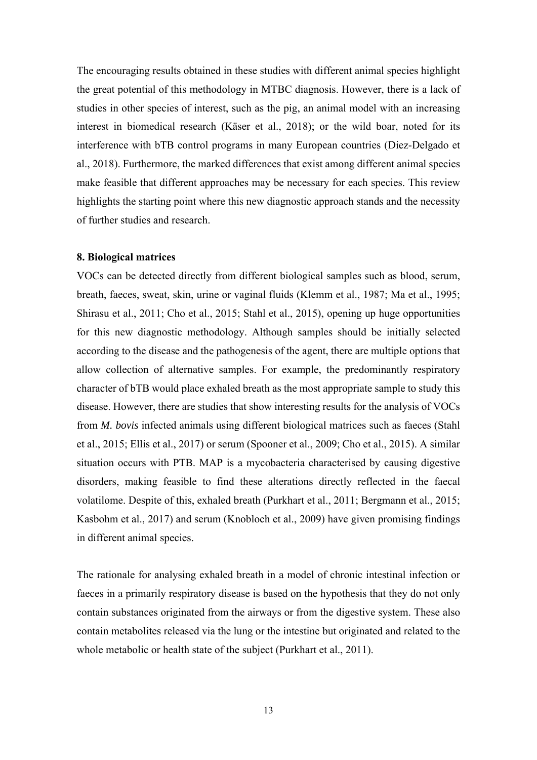The encouraging results obtained in these studies with different animal species highlight the great potential of this methodology in MTBC diagnosis. However, there is a lack of studies in other species of interest, such as the pig, an animal model with an increasing interest in biomedical research (Käser et al., 2018); or the wild boar, noted for its interference with bTB control programs in many European countries (Diez-Delgado et al., 2018). Furthermore, the marked differences that exist among different animal species make feasible that different approaches may be necessary for each species. This review highlights the starting point where this new diagnostic approach stands and the necessity of further studies and research.

**8. Biological matrices**

VOCs can be detected directly from different biological samples such as blood, serum, breath, faeces, sweat, skin, urine or vaginal fluids (Klemm et al., 1987; Ma et al., 1995; Shirasu et al., 2011; Cho et al., 2015; Stahl et al., 2015), opening up huge opportunities for this new diagnostic methodology. Although samples should be initially selected according to the disease and the pathogenesis of the agent, there are multiple options that allow collection of alternative samples. For example, the predominantly respiratory character of bTB would place exhaled breath as the most appropriate sample to study this disease. However, there are studies that show interesting results for the analysis of VOCs from *M. bovis* infected animals using different biological matrices such as faeces (Stahl et al., 2015; Ellis et al., 2017) or serum (Spooner et al., 2009; Cho et al., 2015). A similar situation occurs with PTB. MAP is a mycobacteria characterised by causing digestive disorders, making feasible to find these alterations directly reflected in the faecal volatilome. Despite of this, exhaled breath (Purkhart et al., 2011; Bergmann et al., 2015; Kasbohm et al., 2017) and serum (Knobloch et al., 2009) have given promising findings in different animal species.

The rationale for analysing exhaled breath in a model of chronic intestinal infection or faeces in a primarily respiratory disease is based on the hypothesis that they do not only contain substances originated from the airways or from the digestive system. These also contain metabolites released via the lung or the intestine but originated and related to the whole metabolic or health state of the subject (Purkhart et al., 2011).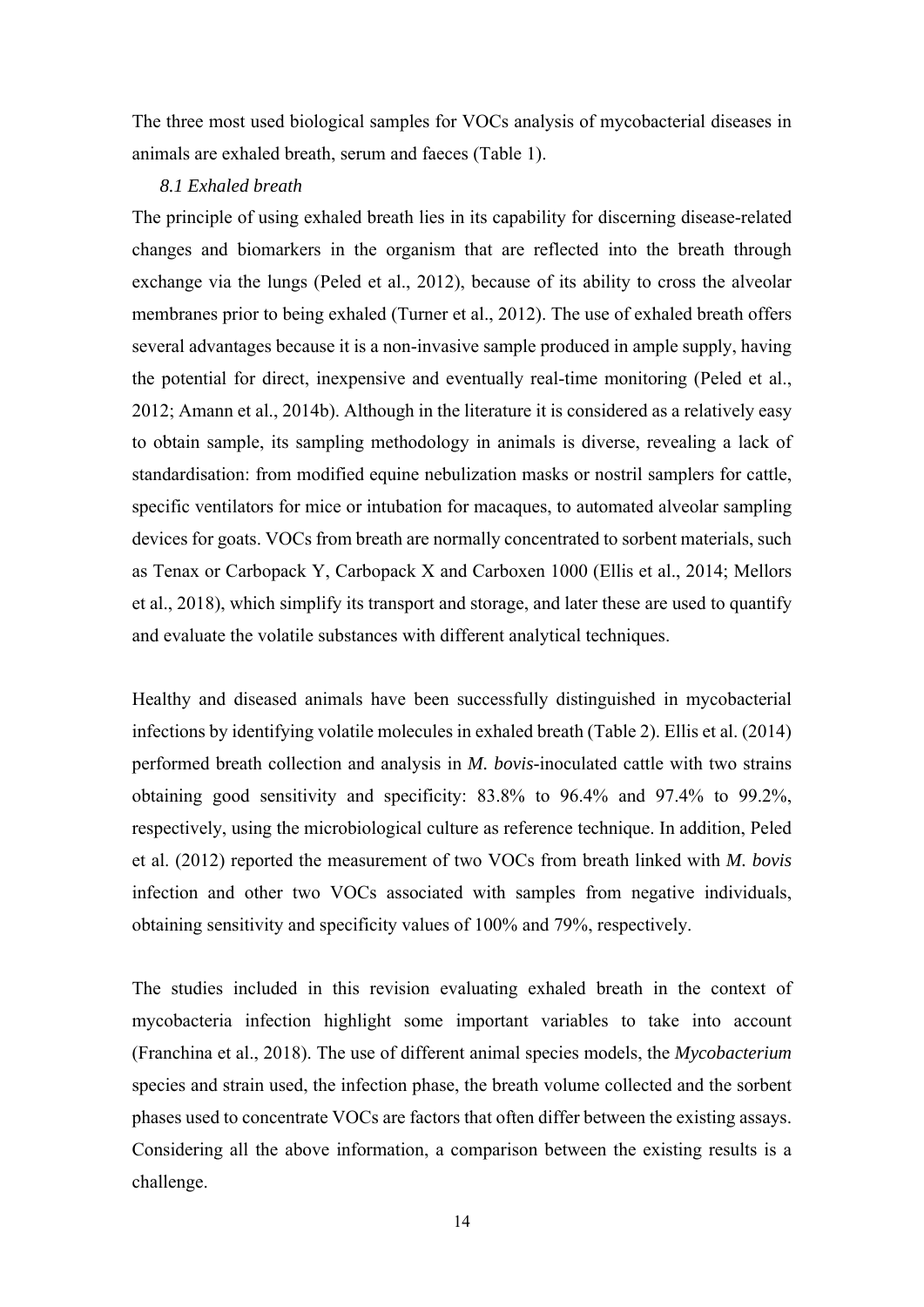The three most used biological samples for VOCs analysis of mycobacterial diseases in animals are exhaled breath, serum and faeces (Table 1).

### *8.1 Exhaled breath*

The principle of using exhaled breath lies in its capability for discerning disease-related changes and biomarkers in the organism that are reflected into the breath through exchange via the lungs (Peled et al., 2012), because of its ability to cross the alveolar membranes prior to being exhaled (Turner et al., 2012). The use of exhaled breath offers several advantages because it is a non-invasive sample produced in ample supply, having the potential for direct, inexpensive and eventually real-time monitoring (Peled et al., 2012; Amann et al., 2014b). Although in the literature it is considered as a relatively easy to obtain sample, its sampling methodology in animals is diverse, revealing a lack of standardisation: from modified equine nebulization masks or nostril samplers for cattle, specific ventilators for mice or intubation for macaques, to automated alveolar sampling devices for goats. VOCs from breath are normally concentrated to sorbent materials, such as Tenax or Carbopack Y, Carbopack X and Carboxen 1000 (Ellis et al., 2014; Mellors et al., 2018), which simplify its transport and storage, and later these are used to quantify and evaluate the volatile substances with different analytical techniques.

Healthy and diseased animals have been successfully distinguished in mycobacterial infections by identifying volatile molecules in exhaled breath (Table 2). Ellis et al. (2014) performed breath collection and analysis in *M. bovis*-inoculated cattle with two strains obtaining good sensitivity and specificity: 83.8% to 96.4% and 97.4% to 99.2%, respectively, using the microbiological culture as reference technique. In addition, Peled et al. (2012) reported the measurement of two VOCs from breath linked with *M. bovis* infection and other two VOCs associated with samples from negative individuals, obtaining sensitivity and specificity values of 100% and 79%, respectively.

The studies included in this revision evaluating exhaled breath in the context of mycobacteria infection highlight some important variables to take into account (Franchina et al., 2018). The use of different animal species models, the *Mycobacterium* species and strain used, the infection phase, the breath volume collected and the sorbent phases used to concentrate VOCs are factors that often differ between the existing assays. Considering all the above information, a comparison between the existing results is a challenge.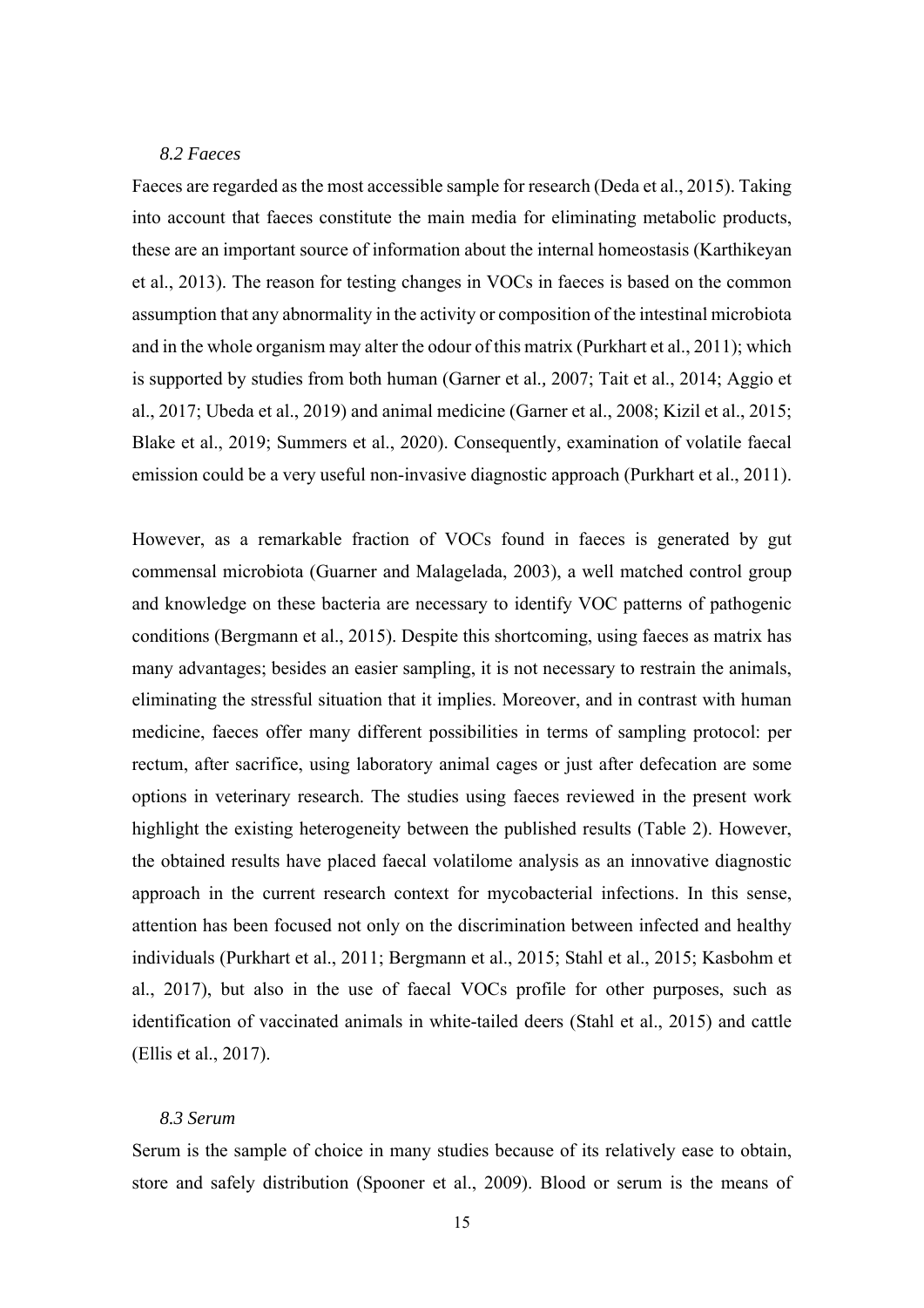### *8.2 Faeces*

Faeces are regarded as the most accessible sample for research (Deda et al., 2015). Taking into account that faeces constitute the main media for eliminating metabolic products, these are an important source of information about the internal homeostasis (Karthikeyan et al., 2013). The reason for testing changes in VOCs in faeces is based on the common assumption that any abnormality in the activity or composition of the intestinal microbiota and in the whole organism may alter the odour of this matrix (Purkhart et al., 2011); which is supported by studies from both human (Garner et al., 2007; Tait et al., 2014; Aggio et al., 2017; Ubeda et al., 2019) and animal medicine (Garner et al., 2008; Kizil et al., 2015; Blake et al., 2019; Summers et al., 2020). Consequently, examination of volatile faecal emission could be a very useful non-invasive diagnostic approach (Purkhart et al., 2011).

However, as a remarkable fraction of VOCs found in faeces is generated by gut commensal microbiota (Guarner and Malagelada, 2003), a well matched control group and knowledge on these bacteria are necessary to identify VOC patterns of pathogenic conditions (Bergmann et al., 2015). Despite this shortcoming, using faeces as matrix has many advantages; besides an easier sampling, it is not necessary to restrain the animals, eliminating the stressful situation that it implies. Moreover, and in contrast with human medicine, faeces offer many different possibilities in terms of sampling protocol: per rectum, after sacrifice, using laboratory animal cages or just after defecation are some options in veterinary research. The studies using faeces reviewed in the present work highlight the existing heterogeneity between the published results (Table 2). However, the obtained results have placed faecal volatilome analysis as an innovative diagnostic approach in the current research context for mycobacterial infections. In this sense, attention has been focused not only on the discrimination between infected and healthy individuals (Purkhart et al., 2011; Bergmann et al., 2015; Stahl et al., 2015; Kasbohm et al., 2017), but also in the use of faecal VOCs profile for other purposes, such as identification of vaccinated animals in white-tailed deers (Stahl et al., 2015) and cattle (Ellis et al., 2017).

### *8.3 Serum*

Serum is the sample of choice in many studies because of its relatively ease to obtain, store and safely distribution (Spooner et al., 2009). Blood or serum is the means of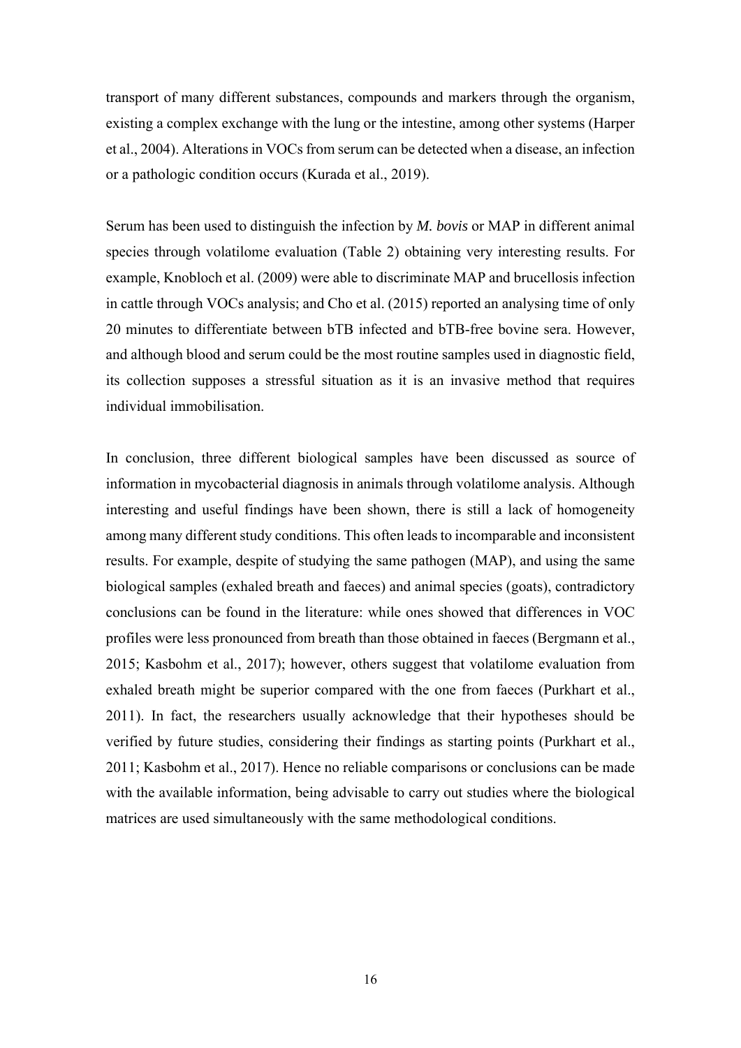transport of many different substances, compounds and markers through the organism, existing a complex exchange with the lung or the intestine, among other systems (Harper et al., 2004). Alterations in VOCs from serum can be detected when a disease, an infection or a pathologic condition occurs (Kurada et al., 2019).

Serum has been used to distinguish the infection by *M. bovis* or MAP in different animal species through volatilome evaluation (Table 2) obtaining very interesting results. For example, Knobloch et al. (2009) were able to discriminate MAP and brucellosis infection in cattle through VOCs analysis; and Cho et al. (2015) reported an analysing time of only 20 minutes to differentiate between bTB infected and bTB-free bovine sera. However, and although blood and serum could be the most routine samples used in diagnostic field, its collection supposes a stressful situation as it is an invasive method that requires individual immobilisation.

In conclusion, three different biological samples have been discussed as source of information in mycobacterial diagnosis in animals through volatilome analysis. Although interesting and useful findings have been shown, there is still a lack of homogeneity among many different study conditions. This often leads to incomparable and inconsistent results. For example, despite of studying the same pathogen (MAP), and using the same biological samples (exhaled breath and faeces) and animal species (goats), contradictory conclusions can be found in the literature: while ones showed that differences in VOC profiles were less pronounced from breath than those obtained in faeces (Bergmann et al., 2015; Kasbohm et al., 2017); however, others suggest that volatilome evaluation from exhaled breath might be superior compared with the one from faeces (Purkhart et al., 2011). In fact, the researchers usually acknowledge that their hypotheses should be verified by future studies, considering their findings as starting points (Purkhart et al., 2011; Kasbohm et al., 2017). Hence no reliable comparisons or conclusions can be made with the available information, being advisable to carry out studies where the biological matrices are used simultaneously with the same methodological conditions.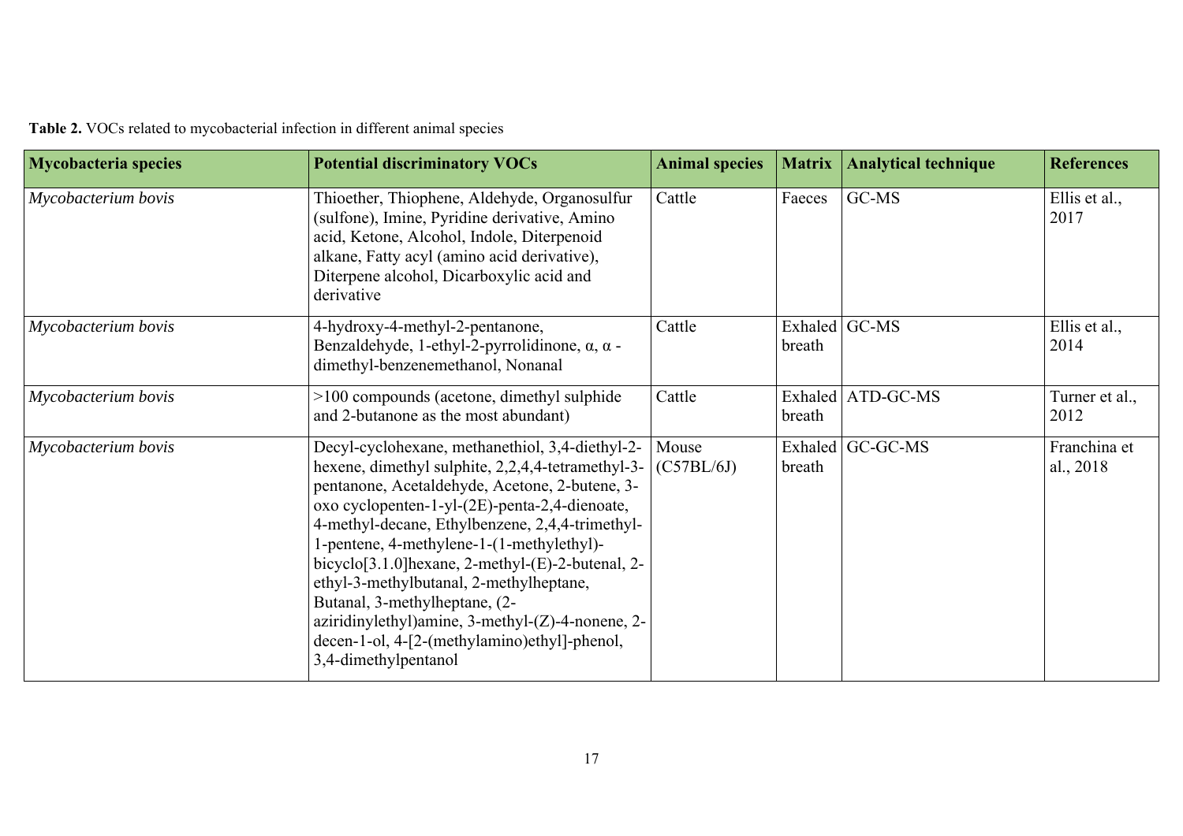**Table 2.** VOCs related to mycobacterial infection in different animal species

| Mycobacteria species | Potential discriminatory VOCs | Animal species | Matrix | Analytical technique | References |
|---|---|---|---|---|---|
| *Mycobacterium bovis* | Thioether, Thiophene, Aldehyde, Organosulfur (sulfone), Imine, Pyridine derivative, Amino acid, Ketone, Alcohol, Indole, Diterpenoid alkane, Fatty acyl (amino acid derivative), Diterpene alcohol, Dicarboxylic acid and derivative | Cattle | Faeces | GC-MS | Ellis et al., 2017 |
| *Mycobacterium bovis* | 4-hydroxy-4-methyl-2-pentanone, Benzaldehyde, 1-ethyl-2-pyrrolidinone, α, α -dimethyl-benzenemethanol, Nonanal | Cattle | Exhaled breath | GC-MS | Ellis et al., 2014 |
| *Mycobacterium bovis* | >100 compounds (acetone, dimethyl sulphide and 2-butanone as the most abundant) | Cattle | Exhaled breath | ATD-GC-MS | Turner et al., 2012 |
| *Mycobacterium bovis* | Decyl-cyclohexane, methanethiol, 3,4-diethyl-2-hexene, dimethyl sulphite, 2,2,4,4-tetramethyl-3-pentanone, Acetaldehyde, Acetone, 2-butene, 3-oxo cyclopenten-1-yl-(2E)-penta-2,4-dienoate, 4-methyl-decane, Ethylbenzene, 2,4,4-trimethyl-1-pentene, 4-methylene-1-(1-methylethyl)-bicyclo[3.1.0]hexane, 2-methyl-(E)-2-butenal, 2-ethyl-3-methylbutanal, 2-methylheptane, Butanal, 3-methylheptane, (2-aziridinylethyl)amine, 3-methyl-(Z)-4-nonene, 2-decen-1-ol, 4-[2-(methylamino)ethyl]-phenol, 3,4-dimethylpentanol | Mouse (C57BL/6J) | Exhaled breath | GC-GC-MS | Franchina et al., 2018 |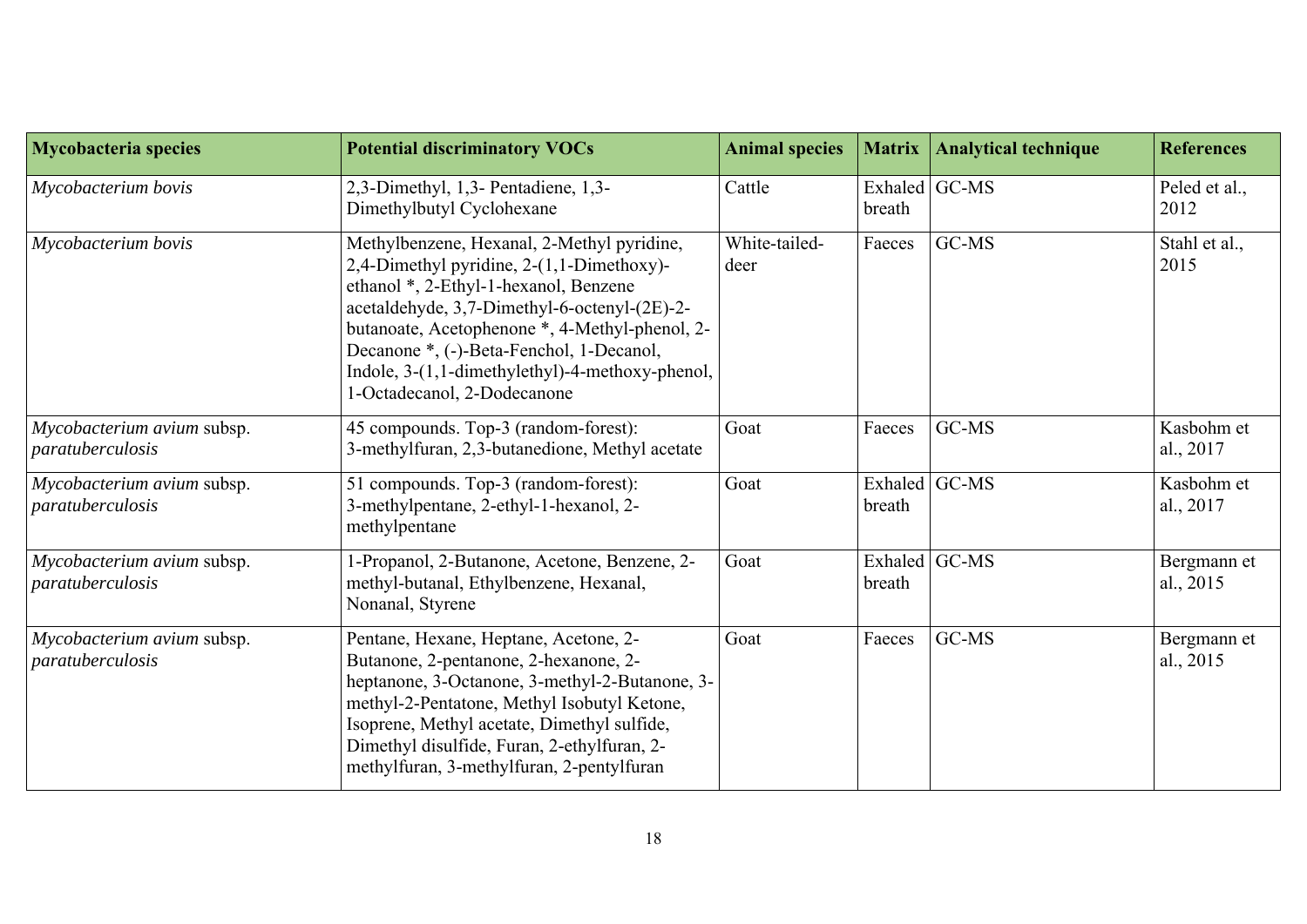| Mycobacteria species | Potential discriminatory VOCs | Animal species | Matrix | Analytical technique | References |
|---|---|---|---|---|---|
| *Mycobacterium bovis* | 2,3-Dimethyl, 1,3- Pentadiene, 1,3-Dimethylbutyl Cyclohexane | Cattle | Exhaled breath | GC-MS | Peled et al., 2012 |
| *Mycobacterium bovis* | Methylbenzene, Hexanal, 2-Methyl pyridine, 2,4-Dimethyl pyridine, 2-(1,1-Dimethoxy)-ethanol *, 2-Ethyl-1-hexanol, Benzene acetaldehyde, 3,7-Dimethyl-6-octenyl-(2E)-2-butanoate, Acetophenone *, 4-Methyl-phenol, 2-Decanone *, (-)-Beta-Fenchol, 1-Decanol, Indole, 3-(1,1-dimethylethyl)-4-methoxy-phenol, 1-Octadecanol, 2-Dodecanone | White-tailed-deer | Faeces | GC-MS | Stahl et al., 2015 |
| *Mycobacterium avium* subsp. *paratuberculosis* | 45 compounds. Top-3 (random-forest): 3-methylfuran, 2,3-butanedione, Methyl acetate | Goat | Faeces | GC-MS | Kasbohm et al., 2017 |
| *Mycobacterium avium* subsp. *paratuberculosis* | 51 compounds. Top-3 (random-forest): 3-methylpentane, 2-ethyl-1-hexanol, 2-methylpentane | Goat | Exhaled breath | GC-MS | Kasbohm et al., 2017 |
| *Mycobacterium avium* subsp. *paratuberculosis* | 1-Propanol, 2-Butanone, Acetone, Benzene, 2-methyl-butanal, Ethylbenzene, Hexanal, Nonanal, Styrene | Goat | Exhaled breath | GC-MS | Bergmann et al., 2015 |
| *Mycobacterium avium* subsp. *paratuberculosis* | Pentane, Hexane, Heptane, Acetone, 2-Butanone, 2-pentanone, 2-hexanone, 2-heptanone, 3-Octanone, 3-methyl-2-Butanone, 3-methyl-2-Pentatone, Methyl Isobutyl Ketone, Isoprene, Methyl acetate, Dimethyl sulfide, Dimethyl disulfide, Furan, 2-ethylfuran, 2-methylfuran, 3-methylfuran, 2-pentylfuran | Goat | Faeces | GC-MS | Bergmann et al., 2015 |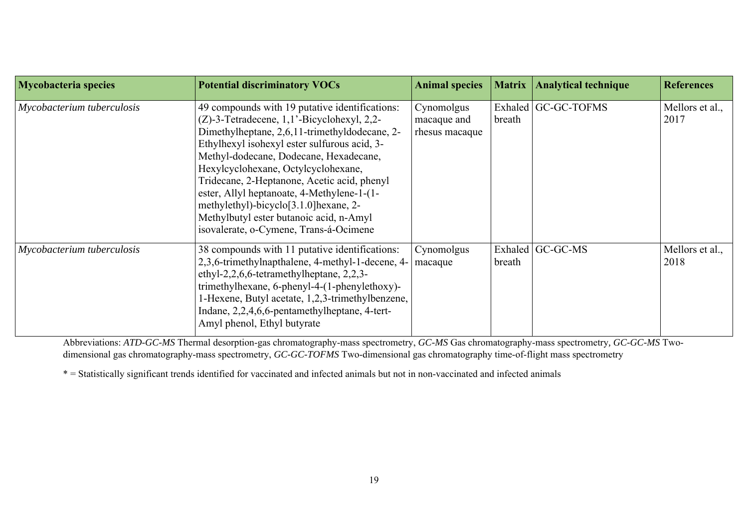| Mycobacteria species | Potential discriminatory VOCs | Animal species | Matrix | Analytical technique | References |
|---|---|---|---|---|---|
| *Mycobacterium tuberculosis* | 49 compounds with 19 putative identifications: (Z)-3-Tetradecene, 1,1'-Bicyclohexyl, 2,2-Dimethylheptane, 2,6,11-trimethyldodecane, 2-Ethylhexyl isohexyl ester sulfurous acid, 3-Methyl-dodecane, Dodecane, Hexadecane, Hexylcyclohexane, Octylcyclohexane, Tridecane, 2-Heptanone, Acetic acid, phenyl ester, Allyl heptanoate, 4-Methylene-1-(1-methylethyl)-bicyclo[3.1.0]hexane, 2-Methylbutyl ester butanoic acid, n-Amyl isovalerate, o-Cymene, Trans-á-Ocimene | Cynomolgus macaque and rhesus macaque | Exhaled breath | GC-GC-TOFMS | Mellors et al., 2017 |
| *Mycobacterium tuberculosis* | 38 compounds with 11 putative identifications: 2,3,6-trimethylnapthalene, 4-methyl-1-decene, 4-ethyl-2,2,6,6-tetramethylheptane, 2,2,3-trimethylhexane, 6-phenyl-4-(1-phenylethoxy)-1-Hexene, Butyl acetate, 1,2,3-trimethylbenzene, Indane, 2,2,4,6,6-pentamethylheptane, 4-tert-Amyl phenol, Ethyl butyrate | Cynomolgus macaque | Exhaled breath | GC-GC-MS | Mellors et al., 2018 |

Abbreviations: *ATD-GC-MS* Thermal desorption-gas chromatography-mass spectrometry, *GC-MS* Gas chromatography-mass spectrometry, *GC-GC-MS* Two-dimensional gas chromatography-mass spectrometry, *GC-GC-TOFMS* Two-dimensional gas chromatography time-of-flight mass spectrometry

* = Statistically significant trends identified for vaccinated and infected animals but not in non-vaccinated and infected animals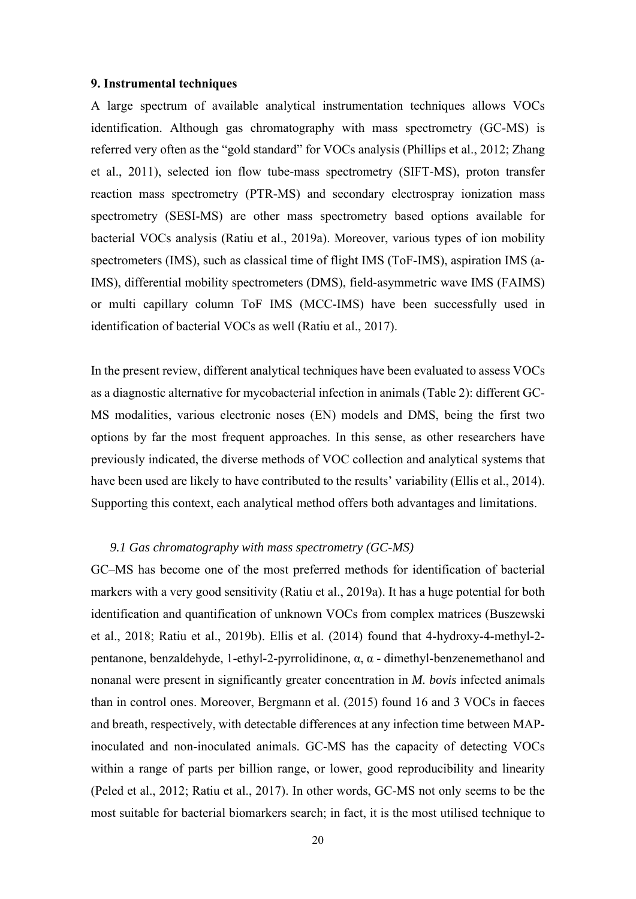## 9. Instrumental techniques

A large spectrum of available analytical instrumentation techniques allows VOCs identification. Although gas chromatography with mass spectrometry (GC-MS) is referred very often as the "gold standard" for VOCs analysis (Phillips et al., 2012; Zhang et al., 2011), selected ion flow tube-mass spectrometry (SIFT-MS), proton transfer reaction mass spectrometry (PTR-MS) and secondary electrospray ionization mass spectrometry (SESI-MS) are other mass spectrometry based options available for bacterial VOCs analysis (Ratiu et al., 2019a). Moreover, various types of ion mobility spectrometers (IMS), such as classical time of flight IMS (ToF-IMS), aspiration IMS (a-IMS), differential mobility spectrometers (DMS), field-asymmetric wave IMS (FAIMS) or multi capillary column ToF IMS (MCC-IMS) have been successfully used in identification of bacterial VOCs as well (Ratiu et al., 2017).

In the present review, different analytical techniques have been evaluated to assess VOCs as a diagnostic alternative for mycobacterial infection in animals (Table 2): different GC-MS modalities, various electronic noses (EN) models and DMS, being the first two options by far the most frequent approaches. In this sense, as other researchers have previously indicated, the diverse methods of VOC collection and analytical systems that have been used are likely to have contributed to the results' variability (Ellis et al., 2014). Supporting this context, each analytical method offers both advantages and limitations.

### *9.1 Gas chromatography with mass spectrometry (GC-MS)*

GC–MS has become one of the most preferred methods for identification of bacterial markers with a very good sensitivity (Ratiu et al., 2019a). It has a huge potential for both identification and quantification of unknown VOCs from complex matrices (Buszewski et al., 2018; Ratiu et al., 2019b). Ellis et al. (2014) found that 4-hydroxy-4-methyl-2-pentanone, benzaldehyde, 1-ethyl-2-pyrrolidinone, α, α - dimethyl-benzenemethanol and nonanal were present in significantly greater concentration in *M. bovis* infected animals than in control ones. Moreover, Bergmann et al. (2015) found 16 and 3 VOCs in faeces and breath, respectively, with detectable differences at any infection time between MAP-inoculated and non-inoculated animals. GC-MS has the capacity of detecting VOCs within a range of parts per billion range, or lower, good reproducibility and linearity (Peled et al., 2012; Ratiu et al., 2017). In other words, GC-MS not only seems to be the most suitable for bacterial biomarkers search; in fact, it is the most utilised technique to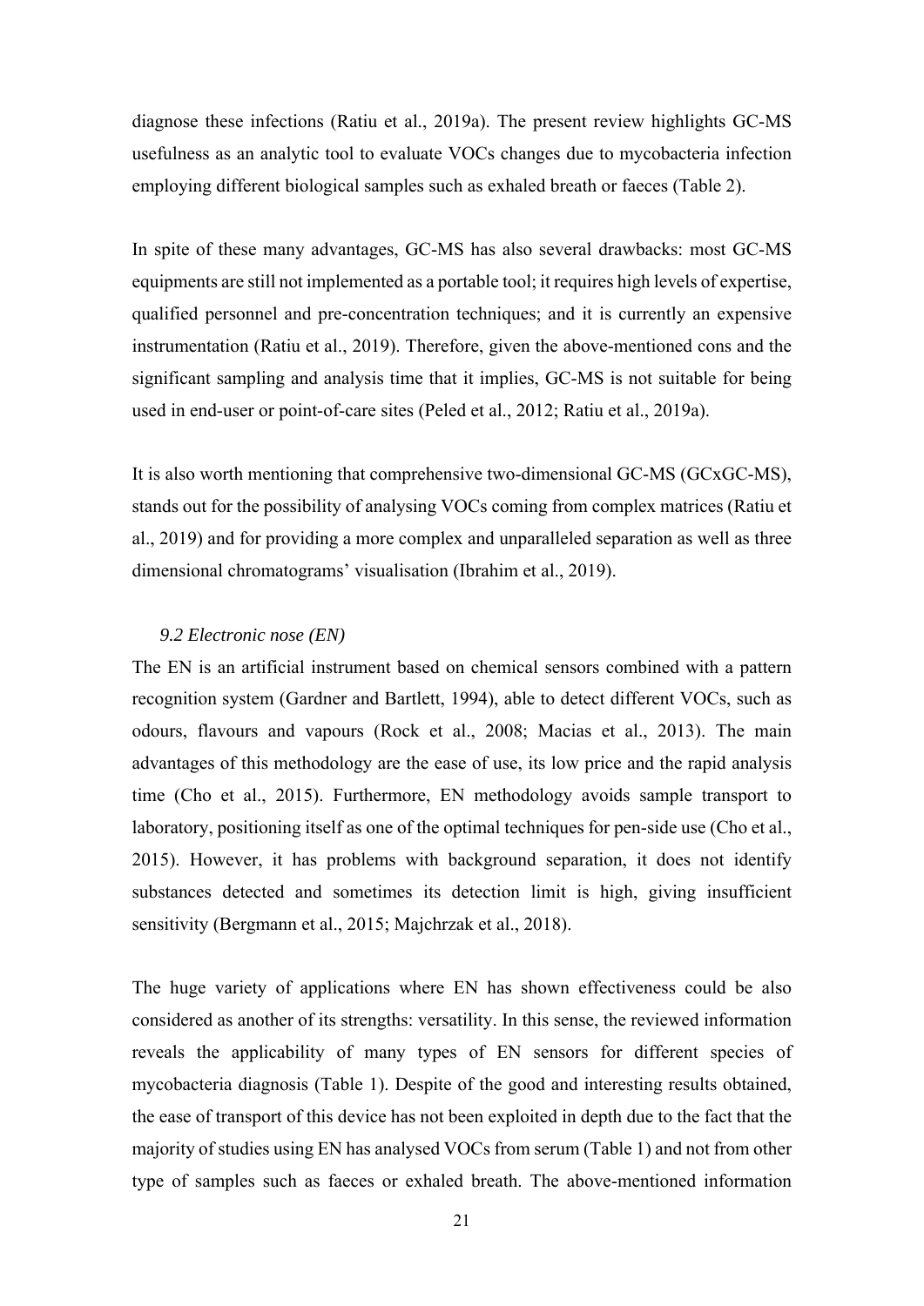diagnose these infections (Ratiu et al., 2019a). The present review highlights GC-MS usefulness as an analytic tool to evaluate VOCs changes due to mycobacteria infection employing different biological samples such as exhaled breath or faeces (Table 2).

In spite of these many advantages, GC-MS has also several drawbacks: most GC-MS equipments are still not implemented as a portable tool; it requires high levels of expertise, qualified personnel and pre-concentration techniques; and it is currently an expensive instrumentation (Ratiu et al., 2019). Therefore, given the above-mentioned cons and the significant sampling and analysis time that it implies, GC-MS is not suitable for being used in end-user or point-of-care sites (Peled et al., 2012; Ratiu et al., 2019a).

It is also worth mentioning that comprehensive two-dimensional GC-MS (GCxGC-MS), stands out for the possibility of analysing VOCs coming from complex matrices (Ratiu et al., 2019) and for providing a more complex and unparalleled separation as well as three dimensional chromatograms' visualisation (Ibrahim et al., 2019).

### *9.2 Electronic nose (EN)*

The EN is an artificial instrument based on chemical sensors combined with a pattern recognition system (Gardner and Bartlett, 1994), able to detect different VOCs, such as odours, flavours and vapours (Rock et al., 2008; Macias et al., 2013). The main advantages of this methodology are the ease of use, its low price and the rapid analysis time (Cho et al., 2015). Furthermore, EN methodology avoids sample transport to laboratory, positioning itself as one of the optimal techniques for pen-side use (Cho et al., 2015). However, it has problems with background separation, it does not identify substances detected and sometimes its detection limit is high, giving insufficient sensitivity (Bergmann et al., 2015; Majchrzak et al., 2018).

The huge variety of applications where EN has shown effectiveness could be also considered as another of its strengths: versatility. In this sense, the reviewed information reveals the applicability of many types of EN sensors for different species of mycobacteria diagnosis (Table 1). Despite of the good and interesting results obtained, the ease of transport of this device has not been exploited in depth due to the fact that the majority of studies using EN has analysed VOCs from serum (Table 1) and not from other type of samples such as faeces or exhaled breath. The above-mentioned information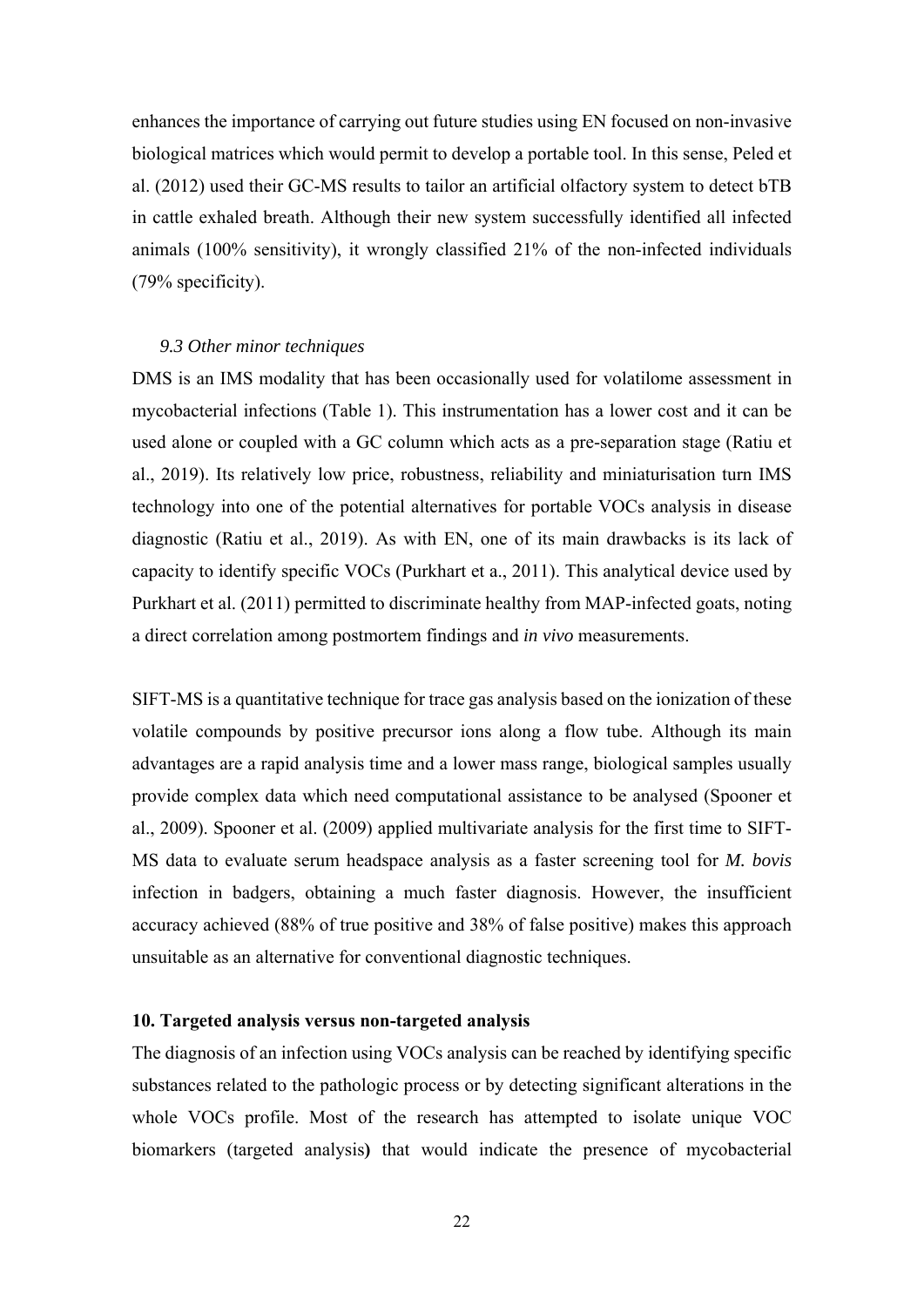enhances the importance of carrying out future studies using EN focused on non-invasive biological matrices which would permit to develop a portable tool. In this sense, Peled et al. (2012) used their GC-MS results to tailor an artificial olfactory system to detect bTB in cattle exhaled breath. Although their new system successfully identified all infected animals (100% sensitivity), it wrongly classified 21% of the non-infected individuals (79% specificity).

### *9.3 Other minor techniques*

DMS is an IMS modality that has been occasionally used for volatilome assessment in mycobacterial infections (Table 1). This instrumentation has a lower cost and it can be used alone or coupled with a GC column which acts as a pre-separation stage (Ratiu et al., 2019). Its relatively low price, robustness, reliability and miniaturisation turn IMS technology into one of the potential alternatives for portable VOCs analysis in disease diagnostic (Ratiu et al., 2019). As with EN, one of its main drawbacks is its lack of capacity to identify specific VOCs (Purkhart et a., 2011). This analytical device used by Purkhart et al. (2011) permitted to discriminate healthy from MAP-infected goats, noting a direct correlation among postmortem findings and *in vivo* measurements.

SIFT-MS is a quantitative technique for trace gas analysis based on the ionization of these volatile compounds by positive precursor ions along a flow tube. Although its main advantages are a rapid analysis time and a lower mass range, biological samples usually provide complex data which need computational assistance to be analysed (Spooner et al., 2009). Spooner et al. (2009) applied multivariate analysis for the first time to SIFT-MS data to evaluate serum headspace analysis as a faster screening tool for *M. bovis* infection in badgers, obtaining a much faster diagnosis. However, the insufficient accuracy achieved (88% of true positive and 38% of false positive) makes this approach unsuitable as an alternative for conventional diagnostic techniques.

## **10. Targeted analysis versus non-targeted analysis**

The diagnosis of an infection using VOCs analysis can be reached by identifying specific substances related to the pathologic process or by detecting significant alterations in the whole VOCs profile. Most of the research has attempted to isolate unique VOC biomarkers (targeted analysis) that would indicate the presence of mycobacterial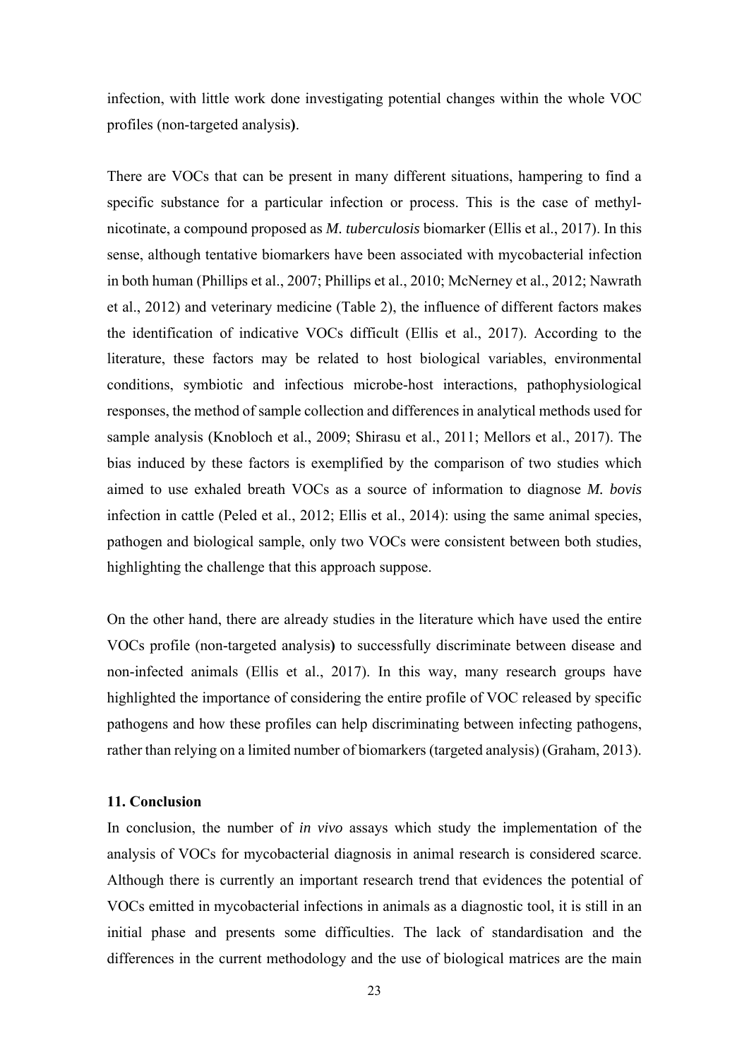infection, with little work done investigating potential changes within the whole VOC profiles (non-targeted analysis**)**.

There are VOCs that can be present in many different situations, hampering to find a specific substance for a particular infection or process. This is the case of methyl-nicotinate, a compound proposed as *M. tuberculosis* biomarker (Ellis et al., 2017). In this sense, although tentative biomarkers have been associated with mycobacterial infection in both human (Phillips et al., 2007; Phillips et al., 2010; McNerney et al., 2012; Nawrath et al., 2012) and veterinary medicine (Table 2), the influence of different factors makes the identification of indicative VOCs difficult (Ellis et al., 2017). According to the literature, these factors may be related to host biological variables, environmental conditions, symbiotic and infectious microbe-host interactions, pathophysiological responses, the method of sample collection and differences in analytical methods used for sample analysis (Knobloch et al., 2009; Shirasu et al., 2011; Mellors et al., 2017). The bias induced by these factors is exemplified by the comparison of two studies which aimed to use exhaled breath VOCs as a source of information to diagnose *M. bovis* infection in cattle (Peled et al., 2012; Ellis et al., 2014): using the same animal species, pathogen and biological sample, only two VOCs were consistent between both studies, highlighting the challenge that this approach suppose.

On the other hand, there are already studies in the literature which have used the entire VOCs profile (non-targeted analysis**)** to successfully discriminate between disease and non-infected animals (Ellis et al., 2017). In this way, many research groups have highlighted the importance of considering the entire profile of VOC released by specific pathogens and how these profiles can help discriminating between infecting pathogens, rather than relying on a limited number of biomarkers (targeted analysis) (Graham, 2013).

**11. Conclusion**

In conclusion, the number of *in vivo* assays which study the implementation of the analysis of VOCs for mycobacterial diagnosis in animal research is considered scarce. Although there is currently an important research trend that evidences the potential of VOCs emitted in mycobacterial infections in animals as a diagnostic tool, it is still in an initial phase and presents some difficulties. The lack of standardisation and the differences in the current methodology and the use of biological matrices are the main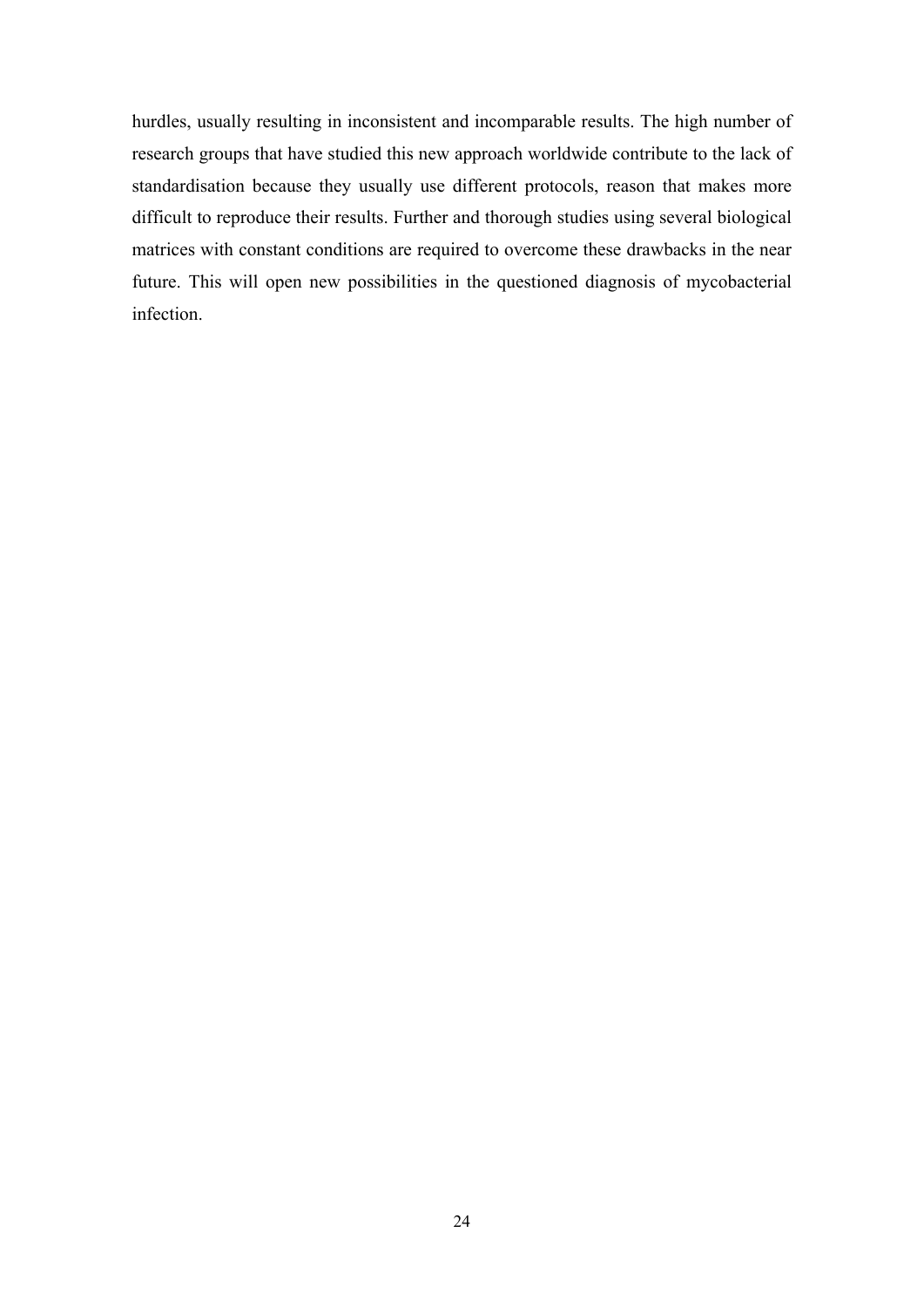hurdles, usually resulting in inconsistent and incomparable results. The high number of research groups that have studied this new approach worldwide contribute to the lack of standardisation because they usually use different protocols, reason that makes more difficult to reproduce their results. Further and thorough studies using several biological matrices with constant conditions are required to overcome these drawbacks in the near future. This will open new possibilities in the questioned diagnosis of mycobacterial infection.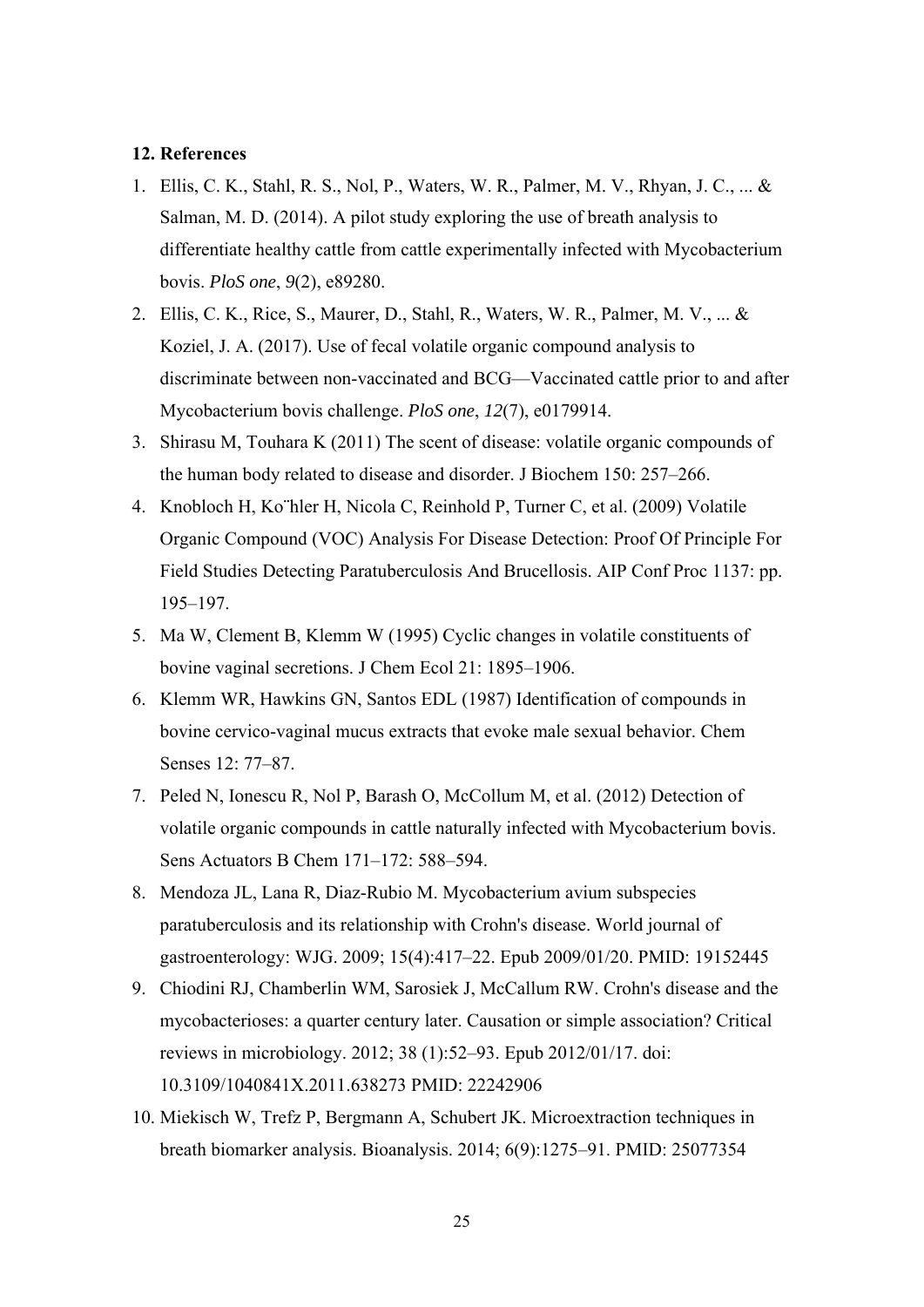### 12. References

1. Ellis, C. K., Stahl, R. S., Nol, P., Waters, W. R., Palmer, M. V., Rhyan, J. C., ... & Salman, M. D. (2014). A pilot study exploring the use of breath analysis to differentiate healthy cattle from cattle experimentally infected with Mycobacterium bovis. *PloS one*, *9*(2), e89280.
2. Ellis, C. K., Rice, S., Maurer, D., Stahl, R., Waters, W. R., Palmer, M. V., ... & Koziel, J. A. (2017). Use of fecal volatile organic compound analysis to discriminate between non-vaccinated and BCG—Vaccinated cattle prior to and after Mycobacterium bovis challenge. *PloS one*, *12*(7), e0179914.
3. Shirasu M, Touhara K (2011) The scent of disease: volatile organic compounds of the human body related to disease and disorder. J Biochem 150: 257–266.
4. Knobloch H, Ko¨hler H, Nicola C, Reinhold P, Turner C, et al. (2009) Volatile Organic Compound (VOC) Analysis For Disease Detection: Proof Of Principle For Field Studies Detecting Paratuberculosis And Brucellosis. AIP Conf Proc 1137: pp. 195–197.
5. Ma W, Clement B, Klemm W (1995) Cyclic changes in volatile constituents of bovine vaginal secretions. J Chem Ecol 21: 1895–1906.
6. Klemm WR, Hawkins GN, Santos EDL (1987) Identification of compounds in bovine cervico-vaginal mucus extracts that evoke male sexual behavior. Chem Senses 12: 77–87.
7. Peled N, Ionescu R, Nol P, Barash O, McCollum M, et al. (2012) Detection of volatile organic compounds in cattle naturally infected with Mycobacterium bovis. Sens Actuators B Chem 171–172: 588–594.
8. Mendoza JL, Lana R, Diaz-Rubio M. Mycobacterium avium subspecies paratuberculosis and its relationship with Crohn's disease. World journal of gastroenterology: WJG. 2009; 15(4):417–22. Epub 2009/01/20. PMID: 19152445
9. Chiodini RJ, Chamberlin WM, Sarosiek J, McCallum RW. Crohn's disease and the mycobacterioses: a quarter century later. Causation or simple association? Critical reviews in microbiology. 2012; 38 (1):52–93. Epub 2012/01/17. doi: 10.3109/1040841X.2011.638273 PMID: 22242906
10. Miekisch W, Trefz P, Bergmann A, Schubert JK. Microextraction techniques in breath biomarker analysis. Bioanalysis. 2014; 6(9):1275–91. PMID: 25077354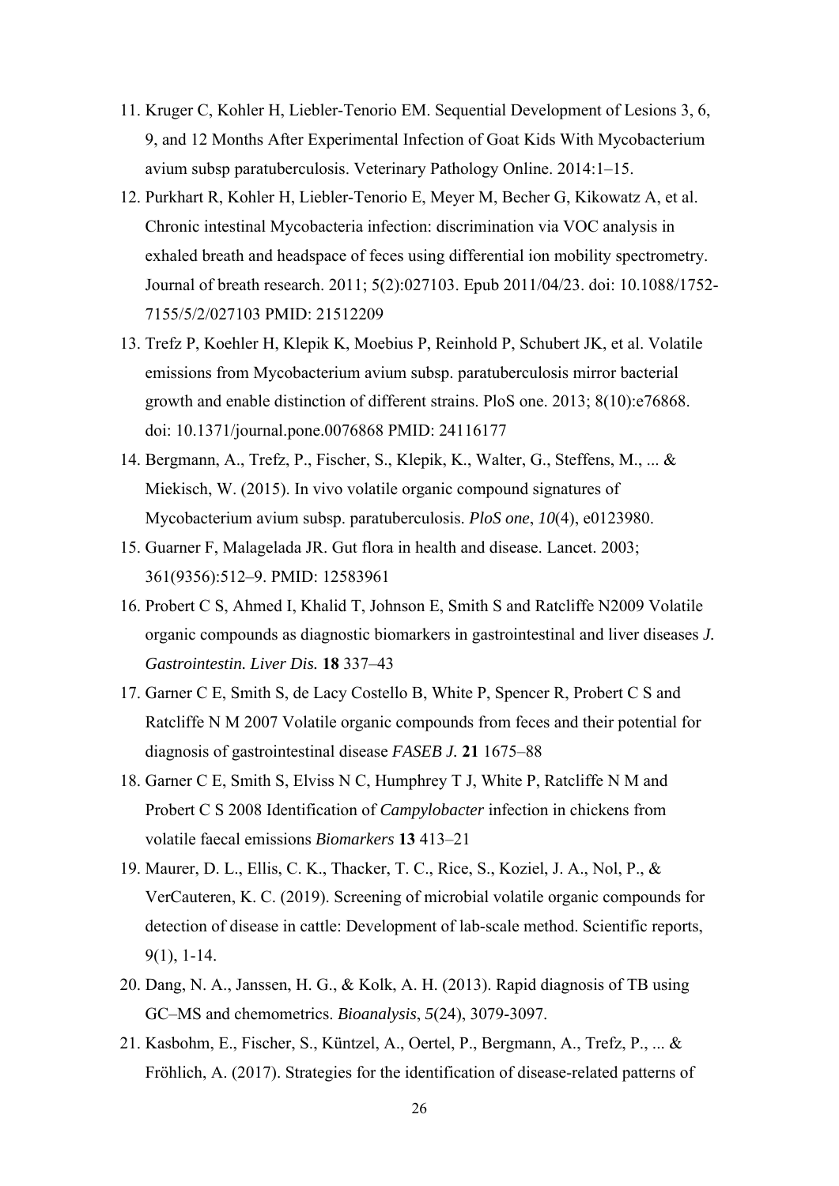11. Kruger C, Kohler H, Liebler-Tenorio EM. Sequential Development of Lesions 3, 6, 9, and 12 Months After Experimental Infection of Goat Kids With Mycobacterium avium subsp paratuberculosis. Veterinary Pathology Online. 2014:1–15.
12. Purkhart R, Kohler H, Liebler-Tenorio E, Meyer M, Becher G, Kikowatz A, et al. Chronic intestinal Mycobacteria infection: discrimination via VOC analysis in exhaled breath and headspace of feces using differential ion mobility spectrometry. Journal of breath research. 2011; 5(2):027103. Epub 2011/04/23. doi: 10.1088/1752-7155/5/2/027103 PMID: 21512209
13. Trefz P, Koehler H, Klepik K, Moebius P, Reinhold P, Schubert JK, et al. Volatile emissions from Mycobacterium avium subsp. paratuberculosis mirror bacterial growth and enable distinction of different strains. PloS one. 2013; 8(10):e76868. doi: 10.1371/journal.pone.0076868 PMID: 24116177
14. Bergmann, A., Trefz, P., Fischer, S., Klepik, K., Walter, G., Steffens, M., ... & Miekisch, W. (2015). In vivo volatile organic compound signatures of Mycobacterium avium subsp. paratuberculosis. *PloS one*, *10*(4), e0123980.
15. Guarner F, Malagelada JR. Gut flora in health and disease. Lancet. 2003; 361(9356):512–9. PMID: 12583961
16. Probert C S, Ahmed I, Khalid T, Johnson E, Smith S and Ratcliffe N2009 Volatile organic compounds as diagnostic biomarkers in gastrointestinal and liver diseases *J. Gastrointestin. Liver Dis.* **18** 337–43
17. Garner C E, Smith S, de Lacy Costello B, White P, Spencer R, Probert C S and Ratcliffe N M 2007 Volatile organic compounds from feces and their potential for diagnosis of gastrointestinal disease *FASEB J.* **21** 1675–88
18. Garner C E, Smith S, Elviss N C, Humphrey T J, White P, Ratcliffe N M and Probert C S 2008 Identification of *Campylobacter* infection in chickens from volatile faecal emissions *Biomarkers* **13** 413–21
19. Maurer, D. L., Ellis, C. K., Thacker, T. C., Rice, S., Koziel, J. A., Nol, P., & VerCauteren, K. C. (2019). Screening of microbial volatile organic compounds for detection of disease in cattle: Development of lab-scale method. Scientific reports, 9(1), 1-14.
20. Dang, N. A., Janssen, H. G., & Kolk, A. H. (2013). Rapid diagnosis of TB using GC–MS and chemometrics. *Bioanalysis*, *5*(24), 3079-3097.
21. Kasbohm, E., Fischer, S., Küntzel, A., Oertel, P., Bergmann, A., Trefz, P., ... & Fröhlich, A. (2017). Strategies for the identification of disease-related patterns of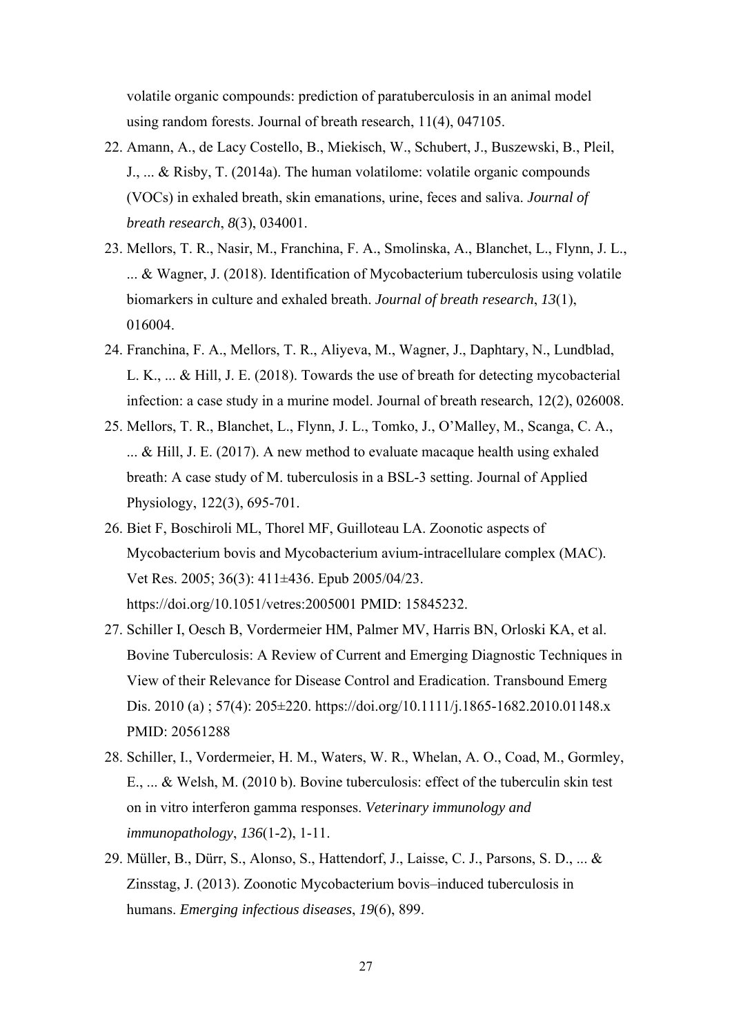volatile organic compounds: prediction of paratuberculosis in an animal model using random forests. Journal of breath research, 11(4), 047105.

22. Amann, A., de Lacy Costello, B., Miekisch, W., Schubert, J., Buszewski, B., Pleil, J., ... & Risby, T. (2014a). The human volatilome: volatile organic compounds (VOCs) in exhaled breath, skin emanations, urine, feces and saliva. *Journal of breath research*, *8*(3), 034001.
23. Mellors, T. R., Nasir, M., Franchina, F. A., Smolinska, A., Blanchet, L., Flynn, J. L., ... & Wagner, J. (2018). Identification of Mycobacterium tuberculosis using volatile biomarkers in culture and exhaled breath. *Journal of breath research*, *13*(1), 016004.
24. Franchina, F. A., Mellors, T. R., Aliyeva, M., Wagner, J., Daphtary, N., Lundblad, L. K., ... & Hill, J. E. (2018). Towards the use of breath for detecting mycobacterial infection: a case study in a murine model. Journal of breath research, 12(2), 026008.
25. Mellors, T. R., Blanchet, L., Flynn, J. L., Tomko, J., O'Malley, M., Scanga, C. A., ... & Hill, J. E. (2017). A new method to evaluate macaque health using exhaled breath: A case study of M. tuberculosis in a BSL-3 setting. Journal of Applied Physiology, 122(3), 695-701.
26. Biet F, Boschiroli ML, Thorel MF, Guilloteau LA. Zoonotic aspects of Mycobacterium bovis and Mycobacterium avium-intracellulare complex (MAC). Vet Res. 2005; 36(3): 411±436. Epub 2005/04/23. https://doi.org/10.1051/vetres:2005001 PMID: 15845232.
27. Schiller I, Oesch B, Vordermeier HM, Palmer MV, Harris BN, Orloski KA, et al. Bovine Tuberculosis: A Review of Current and Emerging Diagnostic Techniques in View of their Relevance for Disease Control and Eradication. Transbound Emerg Dis. 2010 (a) ; 57(4): 205±220. https://doi.org/10.1111/j.1865-1682.2010.01148.x PMID: 20561288
28. Schiller, I., Vordermeier, H. M., Waters, W. R., Whelan, A. O., Coad, M., Gormley, E., ... & Welsh, M. (2010 b). Bovine tuberculosis: effect of the tuberculin skin test on in vitro interferon gamma responses. *Veterinary immunology and immunopathology*, *136*(1-2), 1-11.
29. Müller, B., Dürr, S., Alonso, S., Hattendorf, J., Laisse, C. J., Parsons, S. D., ... & Zinsstag, J. (2013). Zoonotic Mycobacterium bovis–induced tuberculosis in humans. *Emerging infectious diseases*, *19*(6), 899.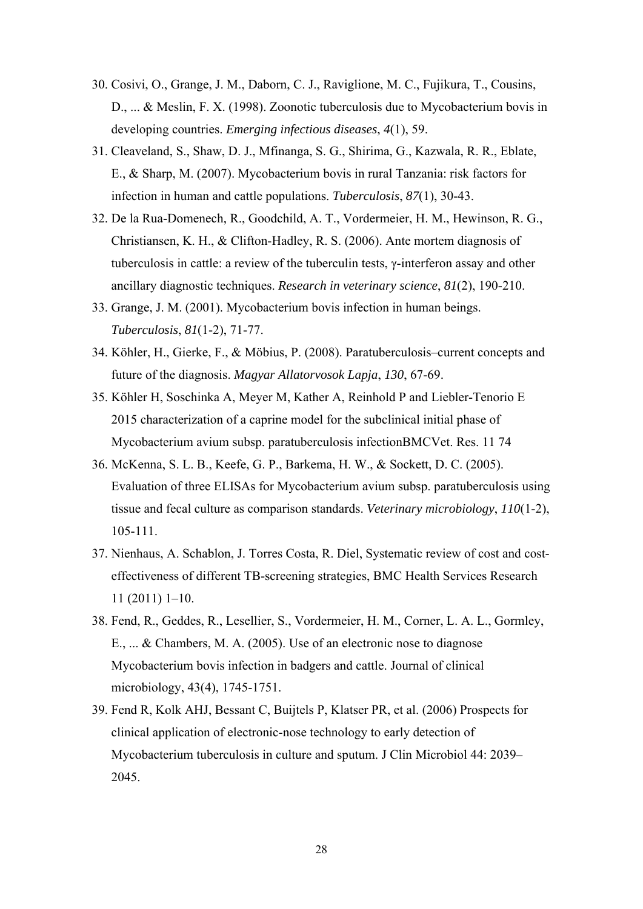30. Cosivi, O., Grange, J. M., Daborn, C. J., Raviglione, M. C., Fujikura, T., Cousins, D., ... & Meslin, F. X. (1998). Zoonotic tuberculosis due to Mycobacterium bovis in developing countries. *Emerging infectious diseases*, *4*(1), 59.
31. Cleaveland, S., Shaw, D. J., Mfinanga, S. G., Shirima, G., Kazwala, R. R., Eblate, E., & Sharp, M. (2007). Mycobacterium bovis in rural Tanzania: risk factors for infection in human and cattle populations. *Tuberculosis*, *87*(1), 30-43.
32. De la Rua-Domenech, R., Goodchild, A. T., Vordermeier, H. M., Hewinson, R. G., Christiansen, K. H., & Clifton-Hadley, R. S. (2006). Ante mortem diagnosis of tuberculosis in cattle: a review of the tuberculin tests, γ-interferon assay and other ancillary diagnostic techniques. *Research in veterinary science*, *81*(2), 190-210.
33. Grange, J. M. (2001). Mycobacterium bovis infection in human beings. *Tuberculosis*, *81*(1-2), 71-77.
34. Köhler, H., Gierke, F., & Möbius, P. (2008). Paratuberculosis–current concepts and future of the diagnosis. *Magyar Allatorvosok Lapja*, *130*, 67-69.
35. Köhler H, Soschinka A, Meyer M, Kather A, Reinhold P and Liebler-Tenorio E 2015 characterization of a caprine model for the subclinical initial phase of Mycobacterium avium subsp. paratuberculosis infectionBMCVet. Res. 11 74
36. McKenna, S. L. B., Keefe, G. P., Barkema, H. W., & Sockett, D. C. (2005). Evaluation of three ELISAs for Mycobacterium avium subsp. paratuberculosis using tissue and fecal culture as comparison standards. *Veterinary microbiology*, *110*(1-2), 105-111.
37. Nienhaus, A. Schablon, J. Torres Costa, R. Diel, Systematic review of cost and cost-effectiveness of different TB-screening strategies, BMC Health Services Research 11 (2011) 1–10.
38. Fend, R., Geddes, R., Lesellier, S., Vordermeier, H. M., Corner, L. A. L., Gormley, E., ... & Chambers, M. A. (2005). Use of an electronic nose to diagnose Mycobacterium bovis infection in badgers and cattle. Journal of clinical microbiology, 43(4), 1745-1751.
39. Fend R, Kolk AHJ, Bessant C, Buijtels P, Klatser PR, et al. (2006) Prospects for clinical application of electronic-nose technology to early detection of Mycobacterium tuberculosis in culture and sputum. J Clin Microbiol 44: 2039–2045.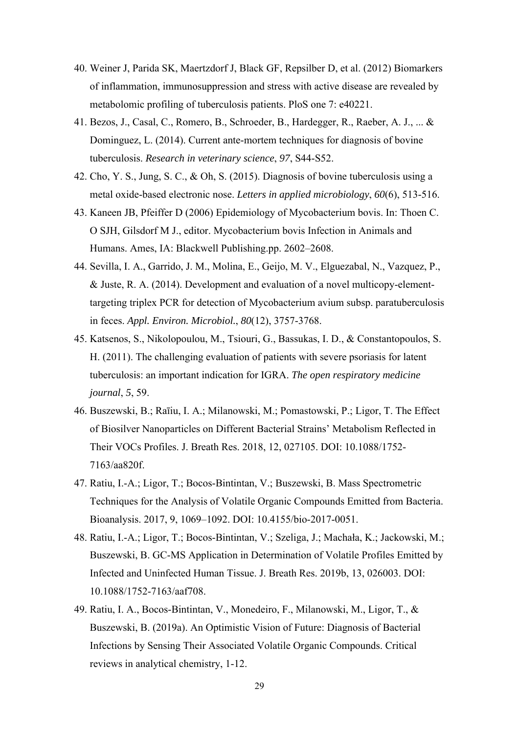40. Weiner J, Parida SK, Maertzdorf J, Black GF, Repsilber D, et al. (2012) Biomarkers of inflammation, immunosuppression and stress with active disease are revealed by metabolomic profiling of tuberculosis patients. PloS one 7: e40221.
41. Bezos, J., Casal, C., Romero, B., Schroeder, B., Hardegger, R., Raeber, A. J., ... & Dominguez, L. (2014). Current ante-mortem techniques for diagnosis of bovine tuberculosis. *Research in veterinary science*, *97*, S44-S52.
42. Cho, Y. S., Jung, S. C., & Oh, S. (2015). Diagnosis of bovine tuberculosis using a metal oxide-based electronic nose. *Letters in applied microbiology*, *60*(6), 513-516.
43. Kaneen JB, Pfeiffer D (2006) Epidemiology of Mycobacterium bovis. In: Thoen C. O SJH, Gilsdorf M J., editor. Mycobacterium bovis Infection in Animals and Humans. Ames, IA: Blackwell Publishing.pp. 2602–2608.
44. Sevilla, I. A., Garrido, J. M., Molina, E., Geijo, M. V., Elguezabal, N., Vazquez, P., & Juste, R. A. (2014). Development and evaluation of a novel multicopy-element-targeting triplex PCR for detection of Mycobacterium avium subsp. paratuberculosis in feces. *Appl. Environ. Microbiol.*, *80*(12), 3757-3768.
45. Katsenos, S., Nikolopoulou, M., Tsiouri, G., Bassukas, I. D., & Constantopoulos, S. H. (2011). The challenging evaluation of patients with severe psoriasis for latent tuberculosis: an important indication for IGRA. *The open respiratory medicine journal*, *5*, 59.
46. Buszewski, B.; Raīiu, I. A.; Milanowski, M.; Pomastowski, P.; Ligor, T. The Effect of Biosilver Nanoparticles on Different Bacterial Strains' Metabolism Reflected in Their VOCs Profiles. J. Breath Res. 2018, 12, 027105. DOI: 10.1088/1752-7163/aa820f.
47. Ratiu, I.-A.; Ligor, T.; Bocos-Bintintan, V.; Buszewski, B. Mass Spectrometric Techniques for the Analysis of Volatile Organic Compounds Emitted from Bacteria. Bioanalysis. 2017, 9, 1069–1092. DOI: 10.4155/bio-2017-0051.
48. Ratiu, I.-A.; Ligor, T.; Bocos-Bintintan, V.; Szeliga, J.; Machała, K.; Jackowski, M.; Buszewski, B. GC-MS Application in Determination of Volatile Profiles Emitted by Infected and Uninfected Human Tissue. J. Breath Res. 2019b, 13, 026003. DOI: 10.1088/1752-7163/aaf708.
49. Ratiu, I. A., Bocos-Bintintan, V., Monedeiro, F., Milanowski, M., Ligor, T., & Buszewski, B. (2019a). An Optimistic Vision of Future: Diagnosis of Bacterial Infections by Sensing Their Associated Volatile Organic Compounds. Critical reviews in analytical chemistry, 1-12.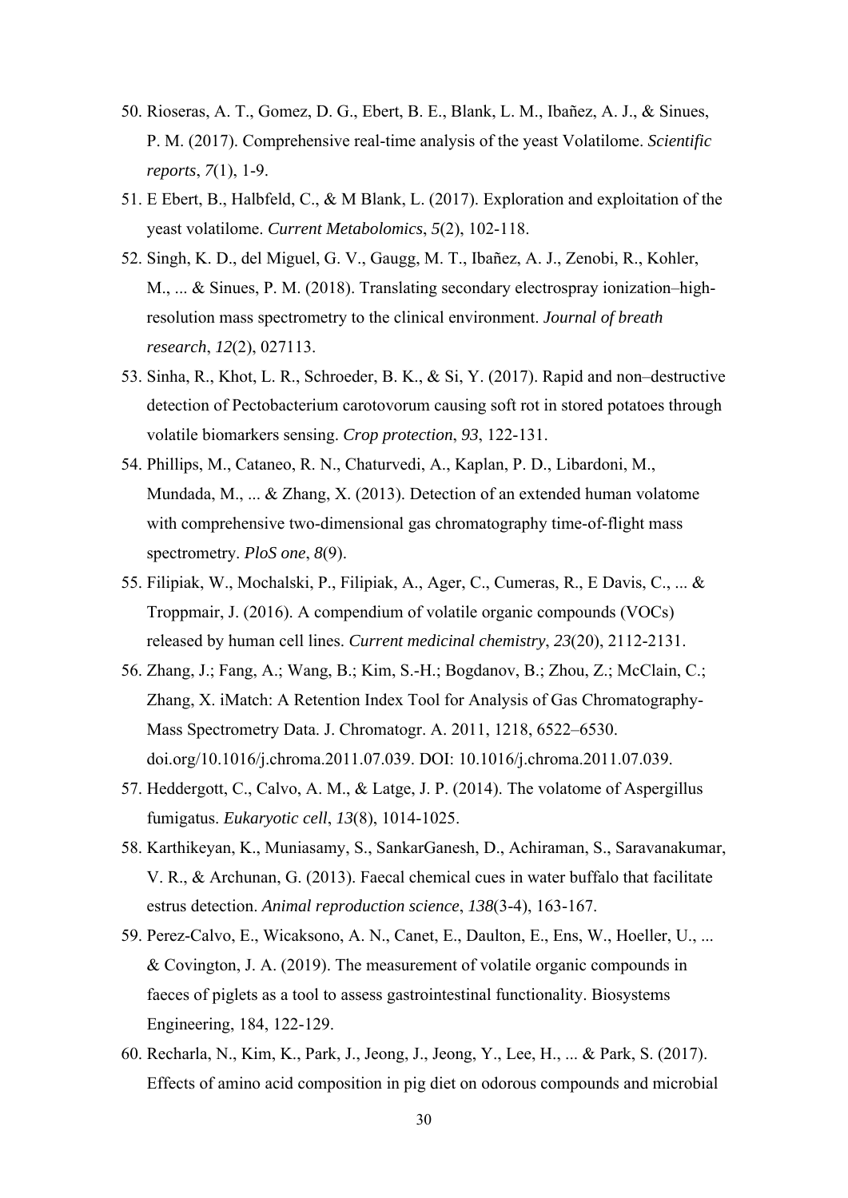50. Rioseras, A. T., Gomez, D. G., Ebert, B. E., Blank, L. M., Ibañez, A. J., & Sinues, P. M. (2017). Comprehensive real-time analysis of the yeast Volatilome. *Scientific reports*, *7*(1), 1-9.
51. E Ebert, B., Halbfeld, C., & M Blank, L. (2017). Exploration and exploitation of the yeast volatilome. *Current Metabolomics*, *5*(2), 102-118.
52. Singh, K. D., del Miguel, G. V., Gaugg, M. T., Ibañez, A. J., Zenobi, R., Kohler, M., ... & Sinues, P. M. (2018). Translating secondary electrospray ionization–high-resolution mass spectrometry to the clinical environment. *Journal of breath research*, *12*(2), 027113.
53. Sinha, R., Khot, L. R., Schroeder, B. K., & Si, Y. (2017). Rapid and non–destructive detection of Pectobacterium carotovorum causing soft rot in stored potatoes through volatile biomarkers sensing. *Crop protection*, *93*, 122-131.
54. Phillips, M., Cataneo, R. N., Chaturvedi, A., Kaplan, P. D., Libardoni, M., Mundada, M., ... & Zhang, X. (2013). Detection of an extended human volatome with comprehensive two-dimensional gas chromatography time-of-flight mass spectrometry. *PloS one*, *8*(9).
55. Filipiak, W., Mochalski, P., Filipiak, A., Ager, C., Cumeras, R., E Davis, C., ... & Troppmair, J. (2016). A compendium of volatile organic compounds (VOCs) released by human cell lines. *Current medicinal chemistry*, *23*(20), 2112-2131.
56. Zhang, J.; Fang, A.; Wang, B.; Kim, S.-H.; Bogdanov, B.; Zhou, Z.; McClain, C.; Zhang, X. iMatch: A Retention Index Tool for Analysis of Gas Chromatography-Mass Spectrometry Data. J. Chromatogr. A. 2011, 1218, 6522–6530. doi.org/10.1016/j.chroma.2011.07.039. DOI: 10.1016/j.chroma.2011.07.039.
57. Heddergott, C., Calvo, A. M., & Latge, J. P. (2014). The volatome of Aspergillus fumigatus. *Eukaryotic cell*, *13*(8), 1014-1025.
58. Karthikeyan, K., Muniasamy, S., SankarGanesh, D., Achiraman, S., Saravanakumar, V. R., & Archunan, G. (2013). Faecal chemical cues in water buffalo that facilitate estrus detection. *Animal reproduction science*, *138*(3-4), 163-167.
59. Perez-Calvo, E., Wicaksono, A. N., Canet, E., Daulton, E., Ens, W., Hoeller, U., ... & Covington, J. A. (2019). The measurement of volatile organic compounds in faeces of piglets as a tool to assess gastrointestinal functionality. Biosystems Engineering, 184, 122-129.
60. Recharla, N., Kim, K., Park, J., Jeong, J., Jeong, Y., Lee, H., ... & Park, S. (2017). Effects of amino acid composition in pig diet on odorous compounds and microbial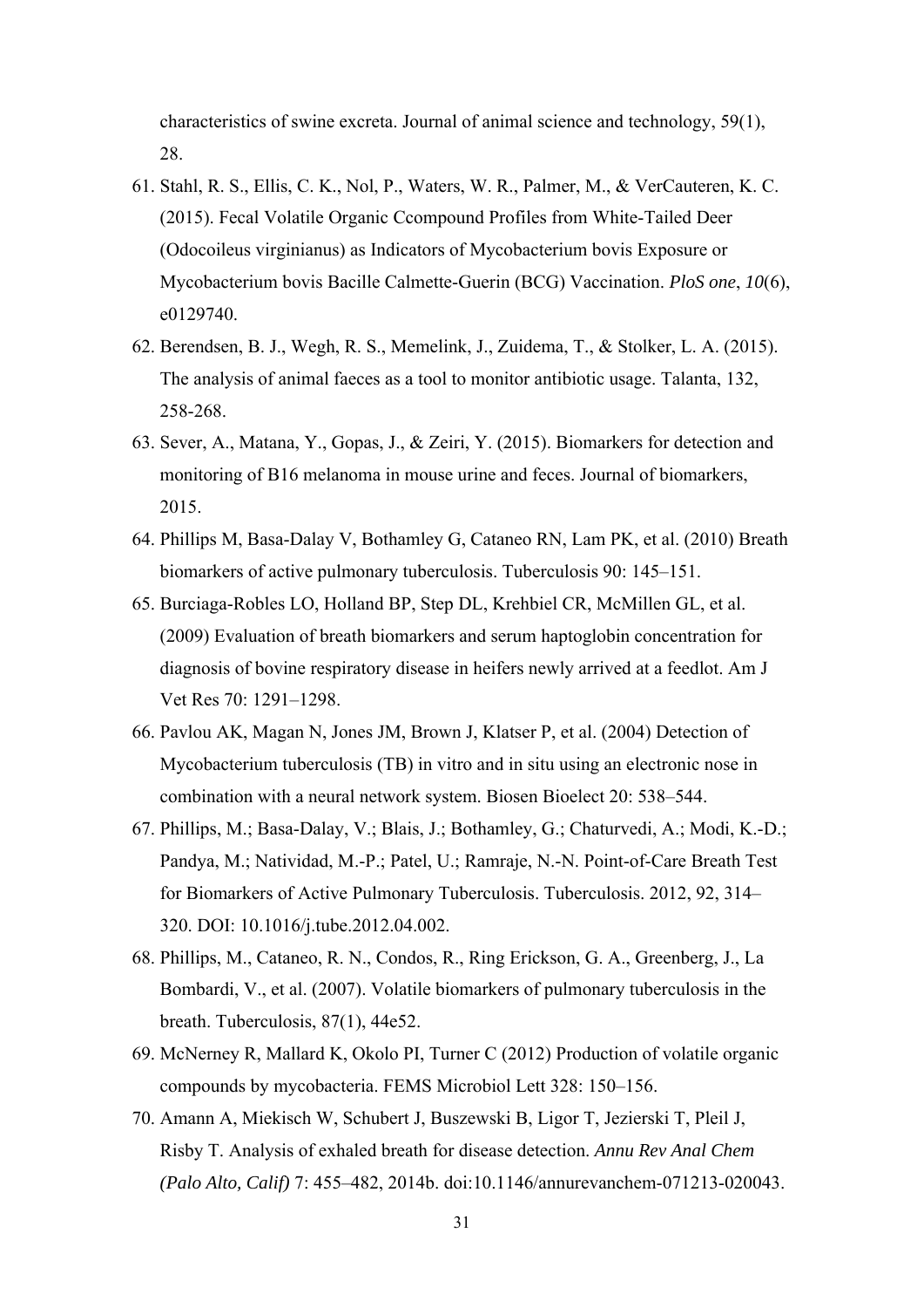characteristics of swine excreta. Journal of animal science and technology, 59(1), 28.

61. Stahl, R. S., Ellis, C. K., Nol, P., Waters, W. R., Palmer, M., & VerCauteren, K. C. (2015). Fecal Volatile Organic Ccompound Profiles from White-Tailed Deer (Odocoileus virginianus) as Indicators of Mycobacterium bovis Exposure or Mycobacterium bovis Bacille Calmette-Guerin (BCG) Vaccination. *PloS one*, *10*(6), e0129740.
62. Berendsen, B. J., Wegh, R. S., Memelink, J., Zuidema, T., & Stolker, L. A. (2015). The analysis of animal faeces as a tool to monitor antibiotic usage. Talanta, 132, 258-268.
63. Sever, A., Matana, Y., Gopas, J., & Zeiri, Y. (2015). Biomarkers for detection and monitoring of B16 melanoma in mouse urine and feces. Journal of biomarkers, 2015.
64. Phillips M, Basa-Dalay V, Bothamley G, Cataneo RN, Lam PK, et al. (2010) Breath biomarkers of active pulmonary tuberculosis. Tuberculosis 90: 145–151.
65. Burciaga-Robles LO, Holland BP, Step DL, Krehbiel CR, McMillen GL, et al. (2009) Evaluation of breath biomarkers and serum haptoglobin concentration for diagnosis of bovine respiratory disease in heifers newly arrived at a feedlot. Am J Vet Res 70: 1291–1298.
66. Pavlou AK, Magan N, Jones JM, Brown J, Klatser P, et al. (2004) Detection of Mycobacterium tuberculosis (TB) in vitro and in situ using an electronic nose in combination with a neural network system. Biosen Bioelect 20: 538–544.
67. Phillips, M.; Basa-Dalay, V.; Blais, J.; Bothamley, G.; Chaturvedi, A.; Modi, K.-D.; Pandya, M.; Natividad, M.-P.; Patel, U.; Ramraje, N.-N. Point-of-Care Breath Test for Biomarkers of Active Pulmonary Tuberculosis. Tuberculosis. 2012, 92, 314–320. DOI: 10.1016/j.tube.2012.04.002.
68. Phillips, M., Cataneo, R. N., Condos, R., Ring Erickson, G. A., Greenberg, J., La Bombardi, V., et al. (2007). Volatile biomarkers of pulmonary tuberculosis in the breath. Tuberculosis, 87(1), 44e52.
69. McNerney R, Mallard K, Okolo PI, Turner C (2012) Production of volatile organic compounds by mycobacteria. FEMS Microbiol Lett 328: 150–156.
70. Amann A, Miekisch W, Schubert J, Buszewski B, Ligor T, Jezierski T, Pleil J, Risby T. Analysis of exhaled breath for disease detection. *Annu Rev Anal Chem (Palo Alto, Calif)* 7: 455–482, 2014b. doi:10.1146/annurevanchem-071213-020043.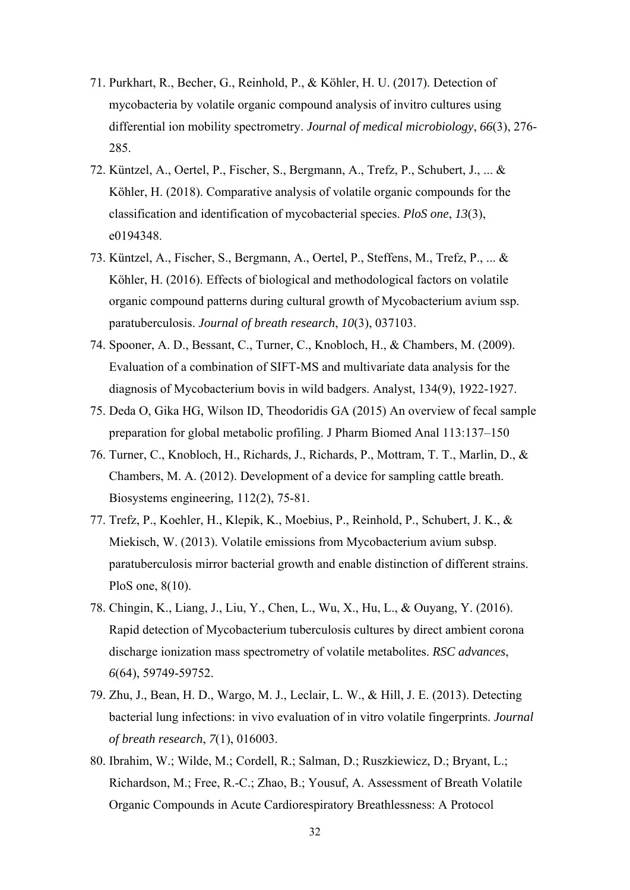71. Purkhart, R., Becher, G., Reinhold, P., & Köhler, H. U. (2017). Detection of mycobacteria by volatile organic compound analysis of invitro cultures using differential ion mobility spectrometry. *Journal of medical microbiology*, *66*(3), 276-285.
72. Küntzel, A., Oertel, P., Fischer, S., Bergmann, A., Trefz, P., Schubert, J., ... & Köhler, H. (2018). Comparative analysis of volatile organic compounds for the classification and identification of mycobacterial species. *PloS one*, *13*(3), e0194348.
73. Küntzel, A., Fischer, S., Bergmann, A., Oertel, P., Steffens, M., Trefz, P., ... & Köhler, H. (2016). Effects of biological and methodological factors on volatile organic compound patterns during cultural growth of Mycobacterium avium ssp. paratuberculosis. *Journal of breath research*, *10*(3), 037103.
74. Spooner, A. D., Bessant, C., Turner, C., Knobloch, H., & Chambers, M. (2009). Evaluation of a combination of SIFT-MS and multivariate data analysis for the diagnosis of Mycobacterium bovis in wild badgers. Analyst, 134(9), 1922-1927.
75. Deda O, Gika HG, Wilson ID, Theodoridis GA (2015) An overview of fecal sample preparation for global metabolic profiling. J Pharm Biomed Anal 113:137–150
76. Turner, C., Knobloch, H., Richards, J., Richards, P., Mottram, T. T., Marlin, D., & Chambers, M. A. (2012). Development of a device for sampling cattle breath. Biosystems engineering, 112(2), 75-81.
77. Trefz, P., Koehler, H., Klepik, K., Moebius, P., Reinhold, P., Schubert, J. K., & Miekisch, W. (2013). Volatile emissions from Mycobacterium avium subsp. paratuberculosis mirror bacterial growth and enable distinction of different strains. PloS one, 8(10).
78. Chingin, K., Liang, J., Liu, Y., Chen, L., Wu, X., Hu, L., & Ouyang, Y. (2016). Rapid detection of Mycobacterium tuberculosis cultures by direct ambient corona discharge ionization mass spectrometry of volatile metabolites. *RSC advances*, *6*(64), 59749-59752.
79. Zhu, J., Bean, H. D., Wargo, M. J., Leclair, L. W., & Hill, J. E. (2013). Detecting bacterial lung infections: in vivo evaluation of in vitro volatile fingerprints. *Journal of breath research*, *7*(1), 016003.
80. Ibrahim, W.; Wilde, M.; Cordell, R.; Salman, D.; Ruszkiewicz, D.; Bryant, L.; Richardson, M.; Free, R.-C.; Zhao, B.; Yousuf, A. Assessment of Breath Volatile Organic Compounds in Acute Cardiorespiratory Breathlessness: A Protocol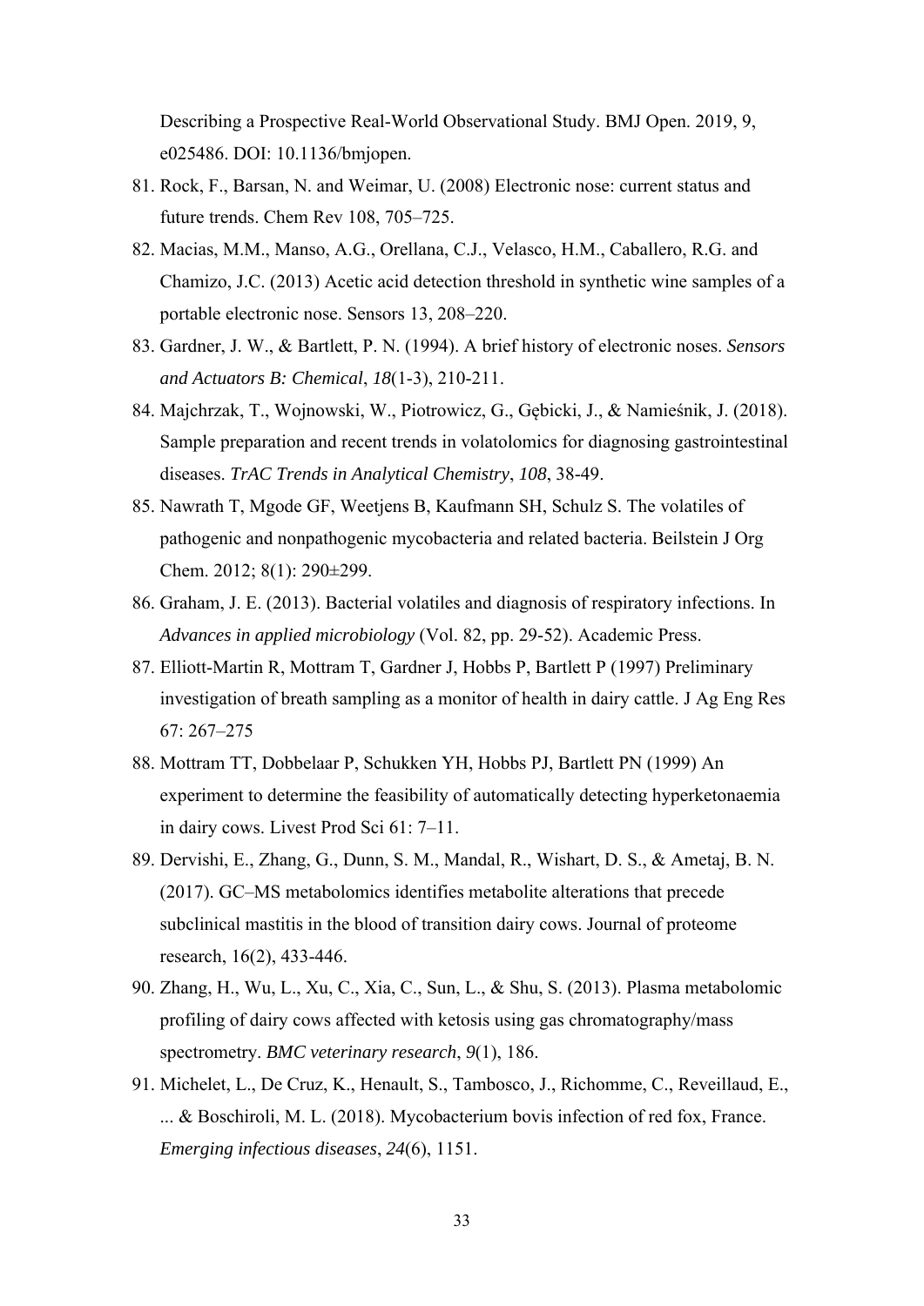Describing a Prospective Real-World Observational Study. BMJ Open. 2019, 9, e025486. DOI: 10.1136/bmjopen.

81. Rock, F., Barsan, N. and Weimar, U. (2008) Electronic nose: current status and future trends. Chem Rev 108, 705–725.
82. Macias, M.M., Manso, A.G., Orellana, C.J., Velasco, H.M., Caballero, R.G. and Chamizo, J.C. (2013) Acetic acid detection threshold in synthetic wine samples of a portable electronic nose. Sensors 13, 208–220.
83. Gardner, J. W., & Bartlett, P. N. (1994). A brief history of electronic noses. *Sensors and Actuators B: Chemical*, *18*(1-3), 210-211.
84. Majchrzak, T., Wojnowski, W., Piotrowicz, G., Gębicki, J., & Namieśnik, J. (2018). Sample preparation and recent trends in volatolomics for diagnosing gastrointestinal diseases. *TrAC Trends in Analytical Chemistry*, *108*, 38-49.
85. Nawrath T, Mgode GF, Weetjens B, Kaufmann SH, Schulz S. The volatiles of pathogenic and nonpathogenic mycobacteria and related bacteria. Beilstein J Org Chem. 2012; 8(1): 290±299.
86. Graham, J. E. (2013). Bacterial volatiles and diagnosis of respiratory infections. In *Advances in applied microbiology* (Vol. 82, pp. 29-52). Academic Press.
87. Elliott-Martin R, Mottram T, Gardner J, Hobbs P, Bartlett P (1997) Preliminary investigation of breath sampling as a monitor of health in dairy cattle. J Ag Eng Res 67: 267–275
88. Mottram TT, Dobbelaar P, Schukken YH, Hobbs PJ, Bartlett PN (1999) An experiment to determine the feasibility of automatically detecting hyperketonaemia in dairy cows. Livest Prod Sci 61: 7–11.
89. Dervishi, E., Zhang, G., Dunn, S. M., Mandal, R., Wishart, D. S., & Ametaj, B. N. (2017). GC–MS metabolomics identifies metabolite alterations that precede subclinical mastitis in the blood of transition dairy cows. Journal of proteome research, 16(2), 433-446.
90. Zhang, H., Wu, L., Xu, C., Xia, C., Sun, L., & Shu, S. (2013). Plasma metabolomic profiling of dairy cows affected with ketosis using gas chromatography/mass spectrometry. *BMC veterinary research*, *9*(1), 186.
91. Michelet, L., De Cruz, K., Henault, S., Tambosco, J., Richomme, C., Reveillaud, E., ... & Boschiroli, M. L. (2018). Mycobacterium bovis infection of red fox, France. *Emerging infectious diseases*, *24*(6), 1151.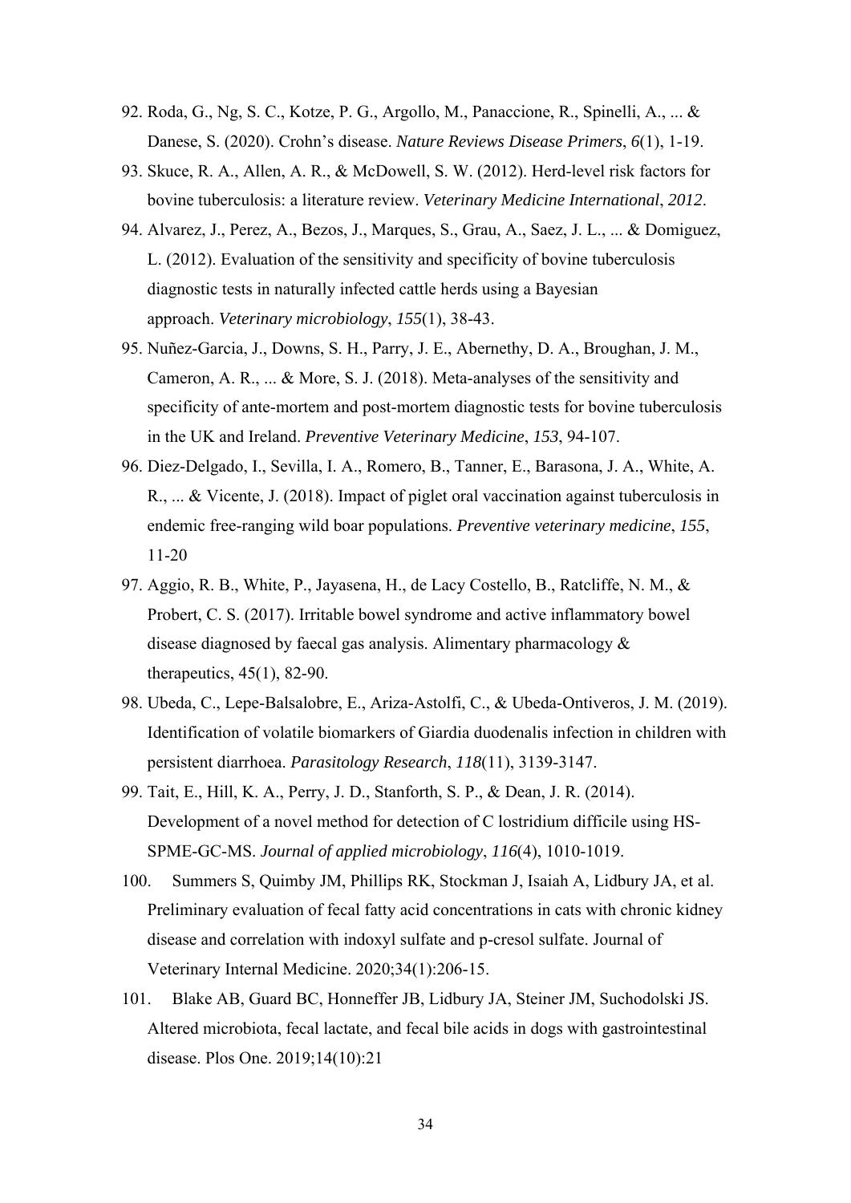92. Roda, G., Ng, S. C., Kotze, P. G., Argollo, M., Panaccione, R., Spinelli, A., ... & Danese, S. (2020). Crohn's disease. *Nature Reviews Disease Primers*, *6*(1), 1-19.
93. Skuce, R. A., Allen, A. R., & McDowell, S. W. (2012). Herd-level risk factors for bovine tuberculosis: a literature review. *Veterinary Medicine International*, *2012*.
94. Alvarez, J., Perez, A., Bezos, J., Marques, S., Grau, A., Saez, J. L., ... & Domiguez, L. (2012). Evaluation of the sensitivity and specificity of bovine tuberculosis diagnostic tests in naturally infected cattle herds using a Bayesian approach. *Veterinary microbiology*, *155*(1), 38-43.
95. Nuñez-Garcia, J., Downs, S. H., Parry, J. E., Abernethy, D. A., Broughan, J. M., Cameron, A. R., ... & More, S. J. (2018). Meta-analyses of the sensitivity and specificity of ante-mortem and post-mortem diagnostic tests for bovine tuberculosis in the UK and Ireland. *Preventive Veterinary Medicine*, *153*, 94-107.
96. Diez-Delgado, I., Sevilla, I. A., Romero, B., Tanner, E., Barasona, J. A., White, A. R., ... & Vicente, J. (2018). Impact of piglet oral vaccination against tuberculosis in endemic free-ranging wild boar populations. *Preventive veterinary medicine*, *155*, 11-20
97. Aggio, R. B., White, P., Jayasena, H., de Lacy Costello, B., Ratcliffe, N. M., & Probert, C. S. (2017). Irritable bowel syndrome and active inflammatory bowel disease diagnosed by faecal gas analysis. Alimentary pharmacology & therapeutics, 45(1), 82-90.
98. Ubeda, C., Lepe-Balsalobre, E., Ariza-Astolfi, C., & Ubeda-Ontiveros, J. M. (2019). Identification of volatile biomarkers of Giardia duodenalis infection in children with persistent diarrhoea. *Parasitology Research*, *118*(11), 3139-3147.
99. Tait, E., Hill, K. A., Perry, J. D., Stanforth, S. P., & Dean, J. R. (2014). Development of a novel method for detection of C lostridium difficile using HS-SPME-GC-MS. *Journal of applied microbiology*, *116*(4), 1010-1019.
100. Summers S, Quimby JM, Phillips RK, Stockman J, Isaiah A, Lidbury JA, et al. Preliminary evaluation of fecal fatty acid concentrations in cats with chronic kidney disease and correlation with indoxyl sulfate and p-cresol sulfate. Journal of Veterinary Internal Medicine. 2020;34(1):206-15.
101. Blake AB, Guard BC, Honneffer JB, Lidbury JA, Steiner JM, Suchodolski JS. Altered microbiota, fecal lactate, and fecal bile acids in dogs with gastrointestinal disease. Plos One. 2019;14(10):21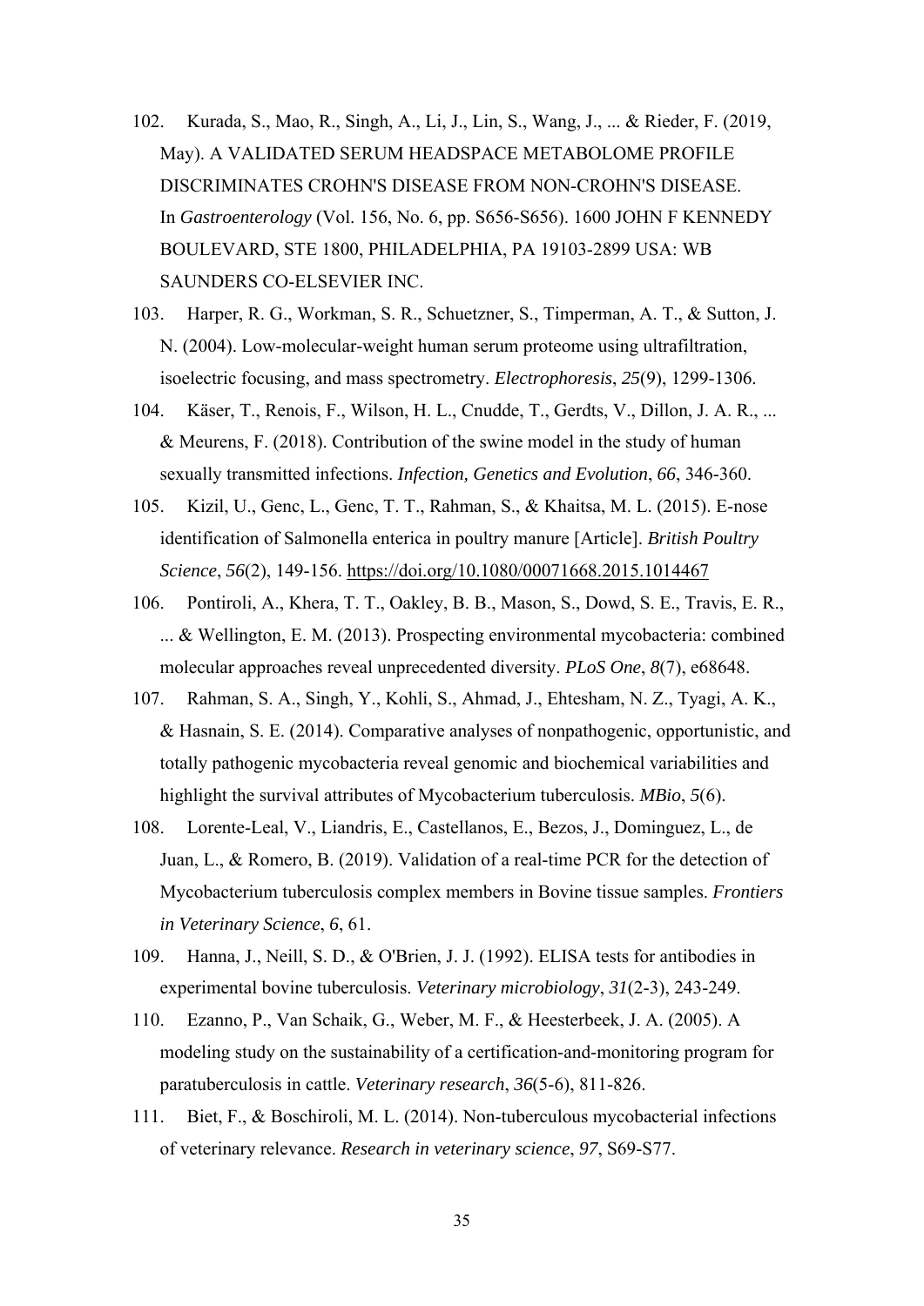102. Kurada, S., Mao, R., Singh, A., Li, J., Lin, S., Wang, J., ... & Rieder, F. (2019, May). A VALIDATED SERUM HEADSPACE METABOLOME PROFILE DISCRIMINATES CROHN'S DISEASE FROM NON-CROHN'S DISEASE. In *Gastroenterology* (Vol. 156, No. 6, pp. S656-S656). 1600 JOHN F KENNEDY BOULEVARD, STE 1800, PHILADELPHIA, PA 19103-2899 USA: WB SAUNDERS CO-ELSEVIER INC.

103. Harper, R. G., Workman, S. R., Schuetzner, S., Timperman, A. T., & Sutton, J. N. (2004). Low-molecular-weight human serum proteome using ultrafiltration, isoelectric focusing, and mass spectrometry. *Electrophoresis*, *25*(9), 1299-1306.

104. Käser, T., Renois, F., Wilson, H. L., Cnudde, T., Gerdts, V., Dillon, J. A. R., ... & Meurens, F. (2018). Contribution of the swine model in the study of human sexually transmitted infections. *Infection, Genetics and Evolution*, *66*, 346-360.

105. Kizil, U., Genc, L., Genc, T. T., Rahman, S., & Khaitsa, M. L. (2015). E-nose identification of Salmonella enterica in poultry manure [Article]. *British Poultry Science*, *56*(2), 149-156. https://doi.org/10.1080/00071668.2015.1014467

106. Pontiroli, A., Khera, T. T., Oakley, B. B., Mason, S., Dowd, S. E., Travis, E. R., ... & Wellington, E. M. (2013). Prospecting environmental mycobacteria: combined molecular approaches reveal unprecedented diversity. *PLoS One*, *8*(7), e68648.

107. Rahman, S. A., Singh, Y., Kohli, S., Ahmad, J., Ehtesham, N. Z., Tyagi, A. K., & Hasnain, S. E. (2014). Comparative analyses of nonpathogenic, opportunistic, and totally pathogenic mycobacteria reveal genomic and biochemical variabilities and highlight the survival attributes of Mycobacterium tuberculosis. *MBio*, *5*(6).

108. Lorente-Leal, V., Liandris, E., Castellanos, E., Bezos, J., Dominguez, L., de Juan, L., & Romero, B. (2019). Validation of a real-time PCR for the detection of Mycobacterium tuberculosis complex members in Bovine tissue samples. *Frontiers in Veterinary Science*, *6*, 61.

109. Hanna, J., Neill, S. D., & O'Brien, J. J. (1992). ELISA tests for antibodies in experimental bovine tuberculosis. *Veterinary microbiology*, *31*(2-3), 243-249.

110. Ezanno, P., Van Schaik, G., Weber, M. F., & Heesterbeek, J. A. (2005). A modeling study on the sustainability of a certification-and-monitoring program for paratuberculosis in cattle. *Veterinary research*, *36*(5-6), 811-826.

111. Biet, F., & Boschiroli, M. L. (2014). Non-tuberculous mycobacterial infections of veterinary relevance. *Research in veterinary science*, *97*, S69-S77.